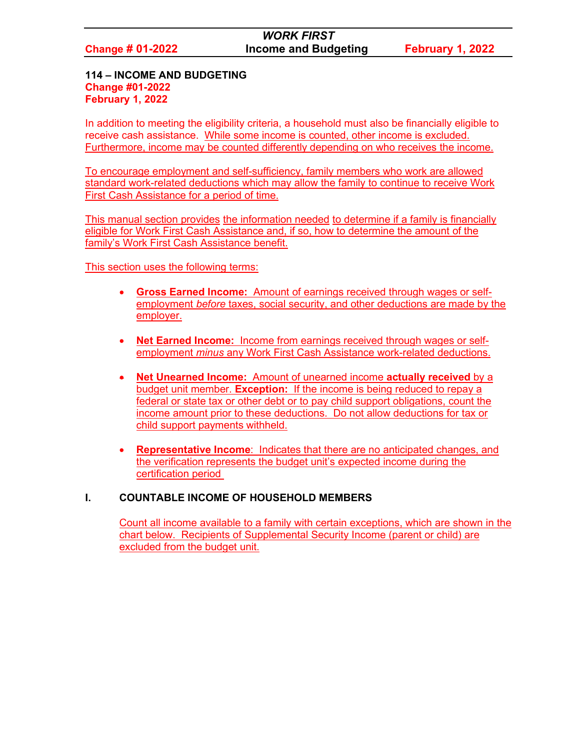# 114 – INCOME AND BUDGETING

**Change #01-2022**
**February 1, 2022**

In addition to meeting the eligibility criteria, a household must also be financially eligible to receive cash assistance. While some income is counted, other income is excluded. Furthermore, income may be counted differently depending on who receives the income.

To encourage employment and self-sufficiency, family members who work are allowed standard work-related deductions which may allow the family to continue to receive Work First Cash Assistance for a period of time.

This manual section provides the information needed to determine if a family is financially eligible for Work First Cash Assistance and, if so, how to determine the amount of the family's Work First Cash Assistance benefit.

This section uses the following terms:

- **Gross Earned Income:** Amount of earnings received through wages or self-employment *before* taxes, social security, and other deductions are made by the employer.
- **Net Earned Income:** Income from earnings received through wages or self-employment *minus* any Work First Cash Assistance work-related deductions.
- **Net Unearned Income:** Amount of unearned income **actually received** by a budget unit member. **Exception:** If the income is being reduced to repay a federal or state tax or other debt or to pay child support obligations, count the income amount prior to these deductions. Do not allow deductions for tax or child support payments withheld.
- **Representative Income**: Indicates that there are no anticipated changes, and the verification represents the budget unit's expected income during the certification period

## I. COUNTABLE INCOME OF HOUSEHOLD MEMBERS

Count all income available to a family with certain exceptions, which are shown in the chart below. Recipients of Supplemental Security Income (parent or child) are excluded from the budget unit.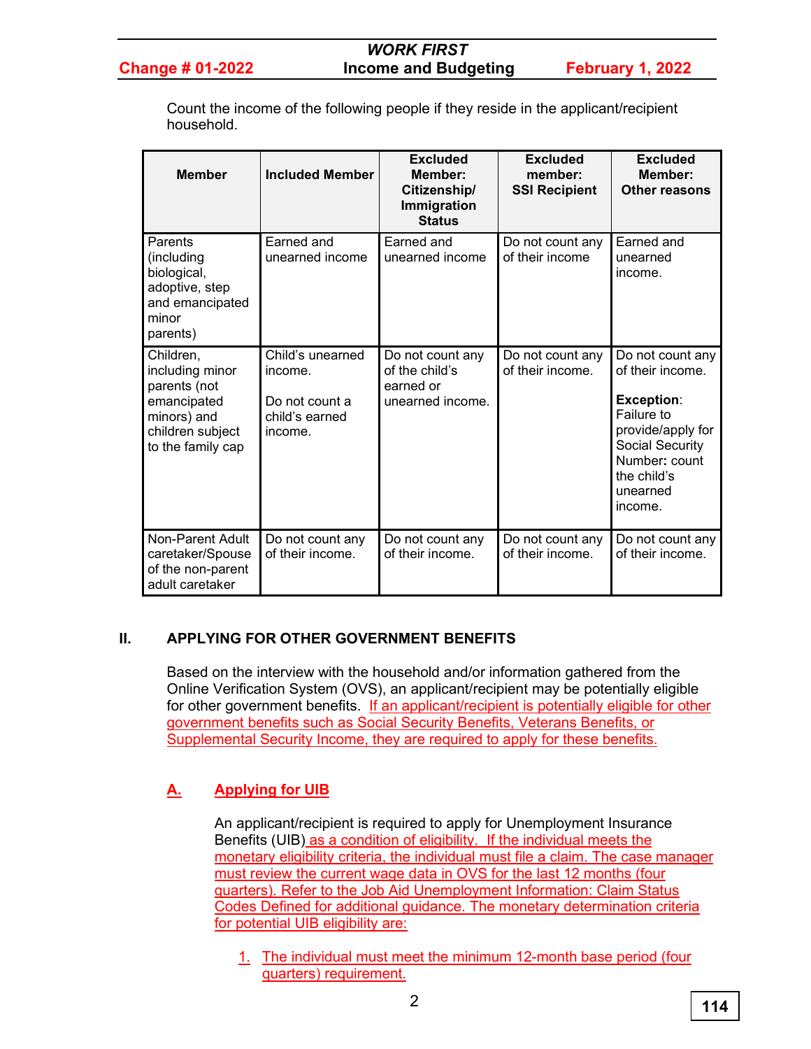Count the income of the following people if they reside in the applicant/recipient household.

| Member | Included Member | Excluded Member: Citizenship/ Immigration Status | Excluded member: SSI Recipient | Excluded Member: Other reasons |
|---|---|---|---|---|
| Parents (including biological, adoptive, step and emancipated minor parents) | Earned and unearned income | Earned and unearned income | Do not count any of their income | Earned and unearned income. |
| Children, including minor parents (not emancipated minors) and children subject to the family cap | Child's unearned income. Do not count a child's earned income. | Do not count any of the child's earned or unearned income. | Do not count any of their income. | Do not count any of their income. **Exception**: Failure to provide/apply for Social Security Number**:** count the child's unearned income. |
| Non-Parent Adult caretaker/Spouse of the non-parent adult caretaker | Do not count any of their income. | Do not count any of their income. | Do not count any of their income. | Do not count any of their income. |

## II. APPLYING FOR OTHER GOVERNMENT BENEFITS

Based on the interview with the household and/or information gathered from the Online Verification System (OVS), an applicant/recipient may be potentially eligible for other government benefits. If an applicant/recipient is potentially eligible for other government benefits such as Social Security Benefits, Veterans Benefits, or Supplemental Security Income, they are required to apply for these benefits.

### A. Applying for UIB

An applicant/recipient is required to apply for Unemployment Insurance Benefits (UIB) as a condition of eligibility. If the individual meets the monetary eligibility criteria, the individual must file a claim. The case manager must review the current wage data in OVS for the last 12 months (four quarters). Refer to the Job Aid Unemployment Information: Claim Status Codes Defined for additional guidance. The monetary determination criteria for potential UIB eligibility are:

1. The individual must meet the minimum 12-month base period (four quarters) requirement.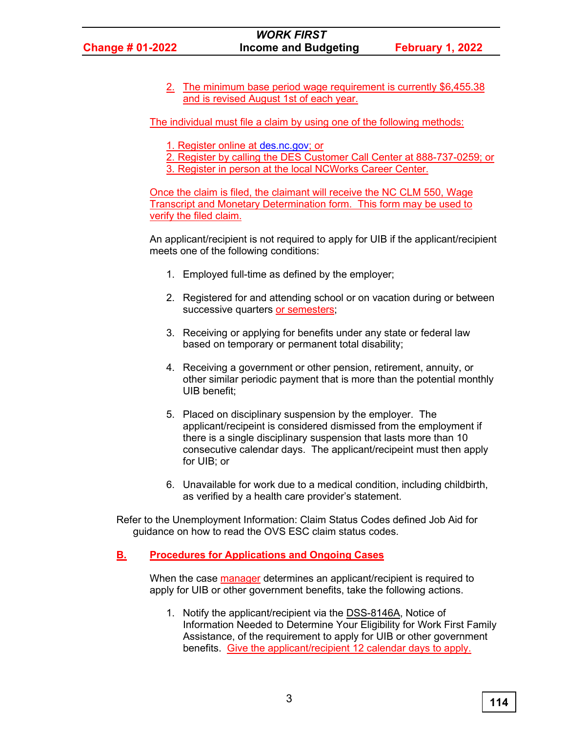2. The minimum base period wage requirement is currently $6,455.38 and is revised August 1st of each year.

The individual must file a claim by using one of the following methods:

1. Register online at des.nc.gov; or
2. Register by calling the DES Customer Call Center at 888-737-0259; or
3. Register in person at the local NCWorks Career Center.

Once the claim is filed, the claimant will receive the NC CLM 550, Wage Transcript and Monetary Determination form. This form may be used to verify the filed claim.

An applicant/recipient is not required to apply for UIB if the applicant/recipient meets one of the following conditions:

1. Employed full-time as defined by the employer;
2. Registered for and attending school or on vacation during or between successive quarters or semesters;
3. Receiving or applying for benefits under any state or federal law based on temporary or permanent total disability;
4. Receiving a government or other pension, retirement, annuity, or other similar periodic payment that is more than the potential monthly UIB benefit;
5. Placed on disciplinary suspension by the employer. The applicant/recipeint is considered dismissed from the employment if there is a single disciplinary suspension that lasts more than 10 consecutive calendar days. The applicant/recipeint must then apply for UIB; or
6. Unavailable for work due to a medical condition, including childbirth, as verified by a health care provider's statement.

Refer to the Unemployment Information: Claim Status Codes defined Job Aid for guidance on how to read the OVS ESC claim status codes.

## B. Procedures for Applications and Ongoing Cases

When the case manager determines an applicant/recipient is required to apply for UIB or other government benefits, take the following actions.

1. Notify the applicant/recipient via the DSS-8146A, Notice of Information Needed to Determine Your Eligibility for Work First Family Assistance, of the requirement to apply for UIB or other government benefits. Give the applicant/recipient 12 calendar days to apply.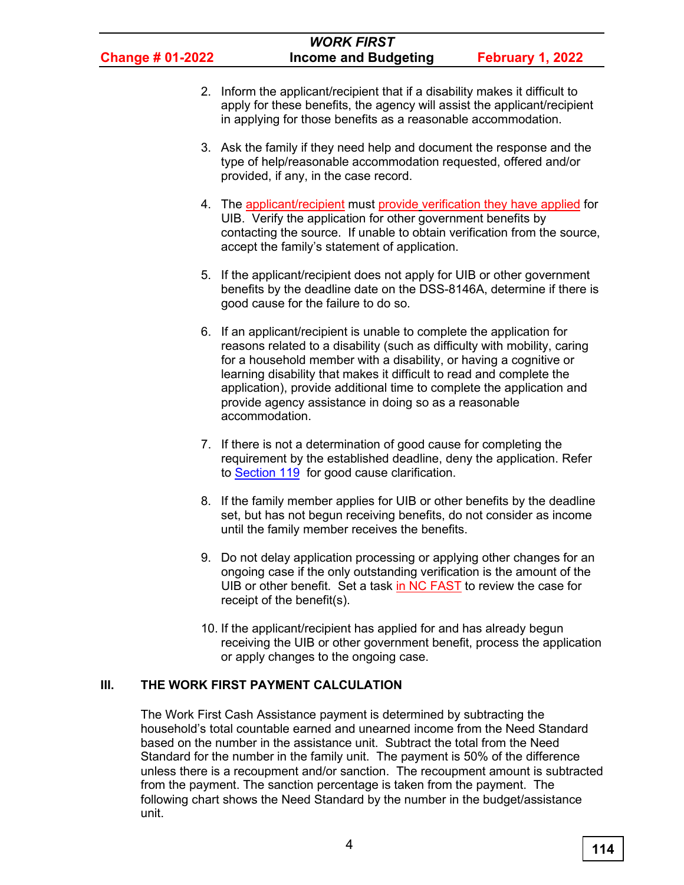2. Inform the applicant/recipient that if a disability makes it difficult to apply for these benefits, the agency will assist the applicant/recipient in applying for those benefits as a reasonable accommodation.

3. Ask the family if they need help and document the response and the type of help/reasonable accommodation requested, offered and/or provided, if any, in the case record.

4. The applicant/recipient must provide verification they have applied for UIB. Verify the application for other government benefits by contacting the source. If unable to obtain verification from the source, accept the family's statement of application.

5. If the applicant/recipient does not apply for UIB or other government benefits by the deadline date on the DSS-8146A, determine if there is good cause for the failure to do so.

6. If an applicant/recipient is unable to complete the application for reasons related to a disability (such as difficulty with mobility, caring for a household member with a disability, or having a cognitive or learning disability that makes it difficult to read and complete the application), provide additional time to complete the application and provide agency assistance in doing so as a reasonable accommodation.

7. If there is not a determination of good cause for completing the requirement by the established deadline, deny the application. Refer to Section 119 for good cause clarification.

8. If the family member applies for UIB or other benefits by the deadline set, but has not begun receiving benefits, do not consider as income until the family member receives the benefits.

9. Do not delay application processing or applying other changes for an ongoing case if the only outstanding verification is the amount of the UIB or other benefit. Set a task in NC FAST to review the case for receipt of the benefit(s).

10. If the applicant/recipient has applied for and has already begun receiving the UIB or other government benefit, process the application or apply changes to the ongoing case.

## III. THE WORK FIRST PAYMENT CALCULATION

The Work First Cash Assistance payment is determined by subtracting the household's total countable earned and unearned income from the Need Standard based on the number in the assistance unit. Subtract the total from the Need Standard for the number in the family unit. The payment is 50% of the difference unless there is a recoupment and/or sanction. The recoupment amount is subtracted from the payment. The sanction percentage is taken from the payment. The following chart shows the Need Standard by the number in the budget/assistance unit.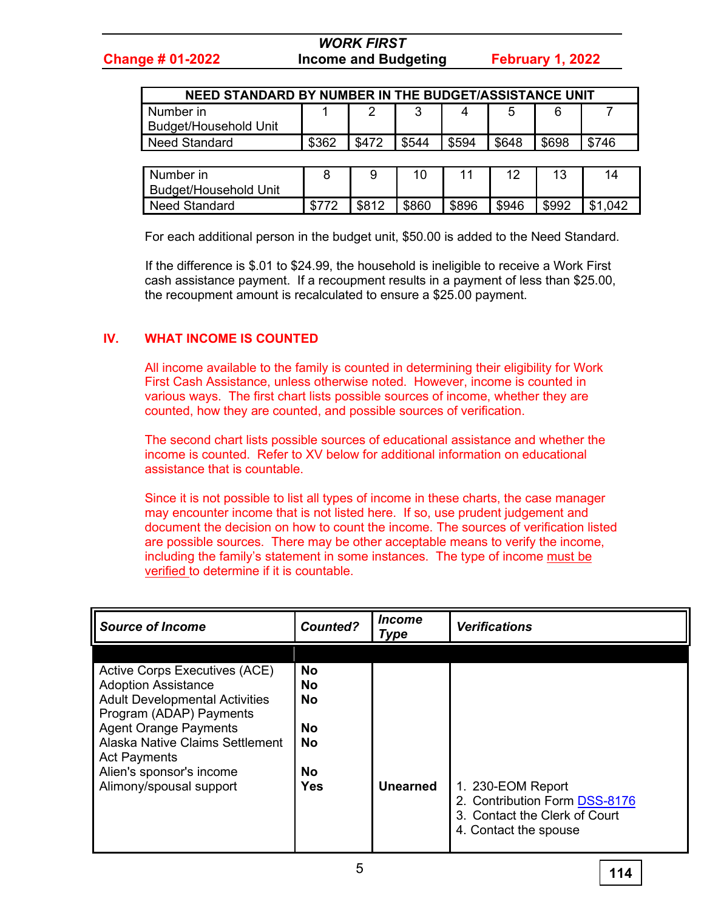| NEED STANDARD BY NUMBER IN THE BUDGET/ASSISTANCE UNIT | | | | | | | |
|---|---|---|---|---|---|---|---|
| Number in Budget/Household Unit | 1 | 2 | 3 | 4 | 5 | 6 | 7 |
| Need Standard | $362 | $472 | $544 | $594 | $648 | $698 | $746 |

| Number in Budget/Household Unit | 8 | 9 | 10 | 11 | 12 | 13 | 14 |
|---|---|---|---|---|---|---|---|
| Need Standard | $772 | $812 | $860 | $896 | $946 | $992 | $1,042 |

For each additional person in the budget unit, $50.00 is added to the Need Standard.

If the difference is $.01 to $24.99, the household is ineligible to receive a Work First cash assistance payment. If a recoupment results in a payment of less than $25.00, the recoupment amount is recalculated to ensure a $25.00 payment.

## IV. WHAT INCOME IS COUNTED

All income available to the family is counted in determining their eligibility for Work First Cash Assistance, unless otherwise noted. However, income is counted in various ways. The first chart lists possible sources of income, whether they are counted, how they are counted, and possible sources of verification.

The second chart lists possible sources of educational assistance and whether the income is counted. Refer to XV below for additional information on educational assistance that is countable.

Since it is not possible to list all types of income in these charts, the case manager may encounter income that is not listed here. If so, use prudent judgement and document the decision on how to count the income. The sources of verification listed are possible sources. There may be other acceptable means to verify the income, including the family's statement in some instances. The type of income must be verified to determine if it is countable.

| ***Source of Income*** | ***Counted?*** | ***Income Type*** | ***Verifications*** |
|---|---|---|---|
| Active Corps Executives (ACE) | **No** | | |
| Adoption Assistance | **No** | | |
| Adult Developmental Activities Program (ADAP) Payments | **No** | | |
| Agent Orange Payments | **No** | | |
| Alaska Native Claims Settlement Act Payments | **No** | | |
| Alien's sponsor's income | **No** | | |
| Alimony/spousal support | **Yes** | **Unearned** | 1. 230-EOM Report<br>2. Contribution Form DSS-8176<br>3. Contact the Clerk of Court<br>4. Contact the spouse |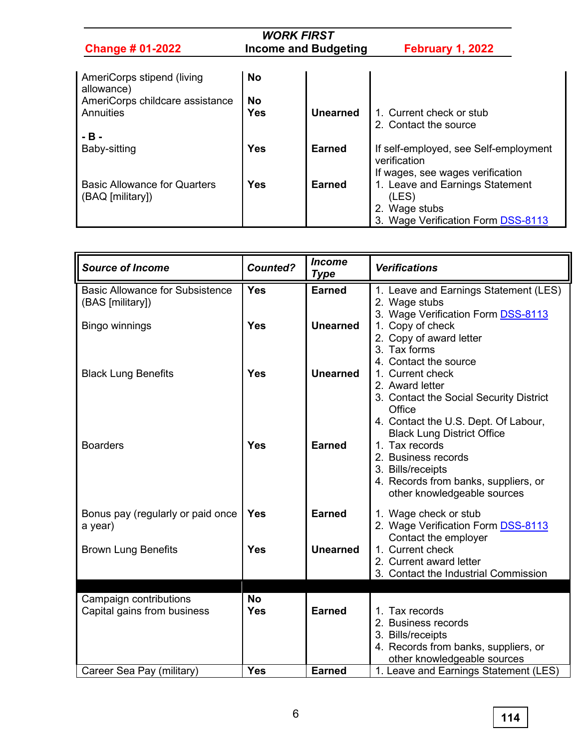| | | | |
|---|---|---|---|
| AmeriCorps stipend (living allowance) | No | | |
| AmeriCorps childcare assistance | No | | |
| Annuities | Yes | Unearned | 1. Current check or stub<br>2. Contact the source |
| **- B -** | | | |
| Baby-sitting | Yes | Earned | If self-employed, see Self-employment verification<br>If wages, see wages verification |
| Basic Allowance for Quarters (BAQ [military]) | Yes | Earned | 1. Leave and Earnings Statement (LES)<br>2. Wage stubs<br>3. Wage Verification Form DSS-8113 |

| *Source of Income* | *Counted?* | *Income Type* | *Verifications* |
|---|---|---|---|
| Basic Allowance for Subsistence (BAS [military]) | Yes | Earned | 1. Leave and Earnings Statement (LES)<br>2. Wage stubs<br>3. Wage Verification Form DSS-8113 |
| Bingo winnings | Yes | Unearned | 1. Copy of check<br>2. Copy of award letter<br>3. Tax forms<br>4. Contact the source |
| Black Lung Benefits | Yes | Unearned | 1. Current check<br>2. Award letter<br>3. Contact the Social Security District Office<br>4. Contact the U.S. Dept. Of Labour, Black Lung District Office |
| Boarders | Yes | Earned | 1. Tax records<br>2. Business records<br>3. Bills/receipts<br>4. Records from banks, suppliers, or other knowledgeable sources |
| Bonus pay (regularly or paid once a year) | Yes | Earned | 1. Wage check or stub<br>2. Wage Verification Form DSS-8113 Contact the employer |
| Brown Lung Benefits | Yes | Unearned | 1. Current check<br>2. Current award letter<br>3. Contact the Industrial Commission |
| | | | |
| Campaign contributions | No | | |
| Capital gains from business | Yes | Earned | 1. Tax records<br>2. Business records<br>3. Bills/receipts<br>4. Records from banks, suppliers, or other knowledgeable sources |
| Career Sea Pay (military) | Yes | Earned | 1. Leave and Earnings Statement (LES) |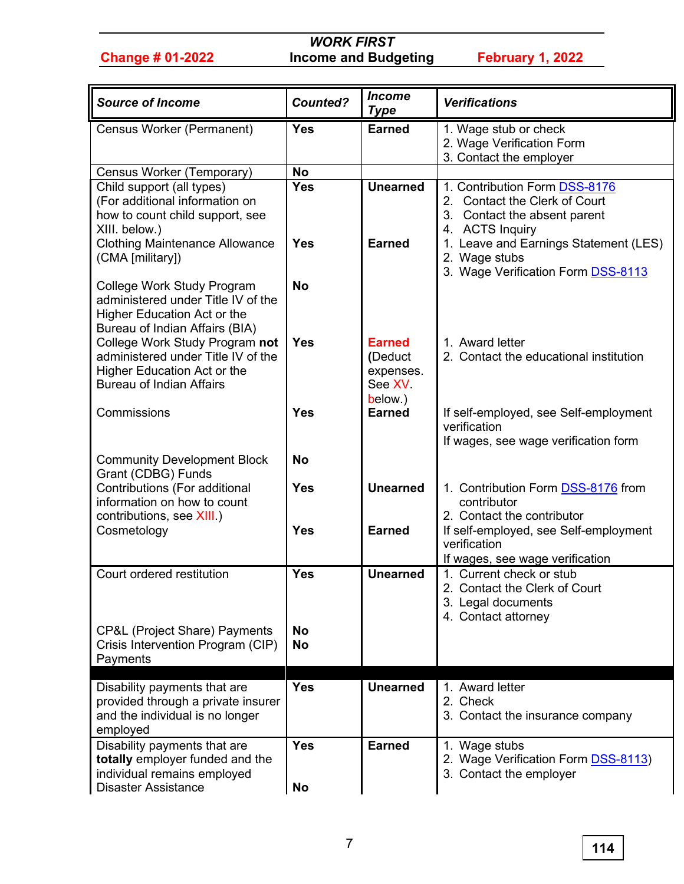| Source of Income | Counted? | Income Type | Verifications |
|---|---|---|---|
| Census Worker (Permanent) | Yes | Earned | 1. Wage stub or check<br>2. Wage Verification Form<br>3. Contact the employer |
| Census Worker (Temporary) | No | | |
| Child support (all types) (For additional information on how to count child support, see XIII. below.) | Yes | Unearned | 1. Contribution Form DSS-8176<br>2. Contact the Clerk of Court<br>3. Contact the absent parent<br>4. ACTS Inquiry |
| Clothing Maintenance Allowance (CMA [military]) | Yes | Earned | 1. Leave and Earnings Statement (LES)<br>2. Wage stubs<br>3. Wage Verification Form DSS-8113 |
| College Work Study Program administered under Title IV of the Higher Education Act or the Bureau of Indian Affairs (BIA) | No | | |
| College Work Study Program **not** administered under Title IV of the Higher Education Act or the Bureau of Indian Affairs | Yes | Earned (Deduct expenses. See XV. below.) | 1. Award letter<br>2. Contact the educational institution |
| Commissions | Yes | Earned | If self-employed, see Self-employment verification<br>If wages, see wage verification form |
| Community Development Block Grant (CDBG) Funds | No | | |
| Contributions (For additional information on how to count contributions, see XIII.) | Yes | Unearned | 1. Contribution Form DSS-8176 from contributor<br>2. Contact the contributor |
| Cosmetology | Yes | Earned | If self-employed, see Self-employment verification<br>If wages, see wage verification |
| Court ordered restitution | Yes | Unearned | 1. Current check or stub<br>2. Contact the Clerk of Court<br>3. Legal documents<br>4. Contact attorney |
| CP&L (Project Share) Payments | No | | |
| Crisis Intervention Program (CIP) Payments | No | | |
| | | | |
| Disability payments that are provided through a private insurer and the individual is no longer employed | Yes | Unearned | 1. Award letter<br>2. Check<br>3. Contact the insurance company |
| Disability payments that are **totally** employer funded and the individual remains employed | Yes | Earned | 1. Wage stubs<br>2. Wage Verification Form DSS-8113)<br>3. Contact the employer |
| Disaster Assistance | No | | |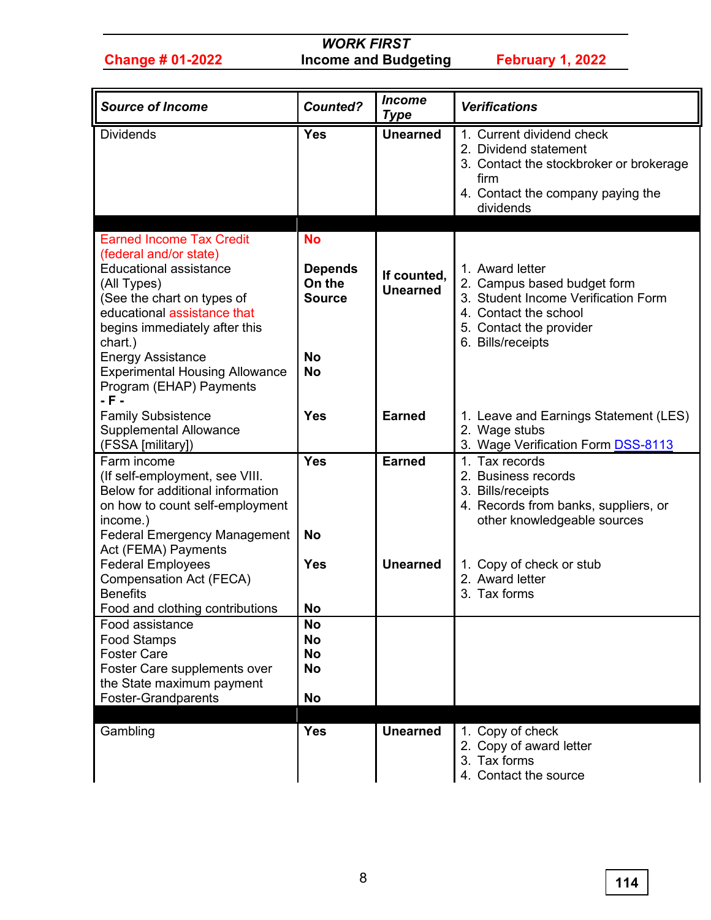| Source of Income | Counted? | Income Type | Verifications |
|---|---|---|---|
| Dividends | **Yes** | **Unearned** | 1. Current dividend check<br>2. Dividend statement<br>3. Contact the stockbroker or brokerage firm<br>4. Contact the company paying the dividends |
| | | | |
| Earned Income Tax Credit (federal and/or state) | **No** | | |
| Educational assistance (All Types) (See the chart on types of educational assistance that begins immediately after this chart.) | **Depends On the Source** | **If counted, Unearned** | 1. Award letter<br>2. Campus based budget form<br>3. Student Income Verification Form<br>4. Contact the school<br>5. Contact the provider<br>6. Bills/receipts |
| Energy Assistance | **No** | | |
| Experimental Housing Allowance Program (EHAP) Payments | **No** | | |
| **- F -** | | | |
| Family Subsistence Supplemental Allowance (FSSA [military]) | **Yes** | **Earned** | 1. Leave and Earnings Statement (LES)<br>2. Wage stubs<br>3. Wage Verification Form DSS-8113 |
| Farm income (If self-employment, see VIII. Below for additional information on how to count self-employment income.) | **Yes** | **Earned** | 1. Tax records<br>2. Business records<br>3. Bills/receipts<br>4. Records from banks, suppliers, or other knowledgeable sources |
| Federal Emergency Management Act (FEMA) Payments | **No** | | |
| Federal Employees Compensation Act (FECA) Benefits | **Yes** | **Unearned** | 1. Copy of check or stub<br>2. Award letter<br>3. Tax forms |
| Food and clothing contributions | **No** | | |
| Food assistance | **No** | | |
| Food Stamps | **No** | | |
| Foster Care | **No** | | |
| Foster Care supplements over the State maximum payment | **No** | | |
| Foster-Grandparents | **No** | | |
| | | | |
| Gambling | **Yes** | **Unearned** | 1. Copy of check<br>2. Copy of award letter<br>3. Tax forms<br>4. Contact the source |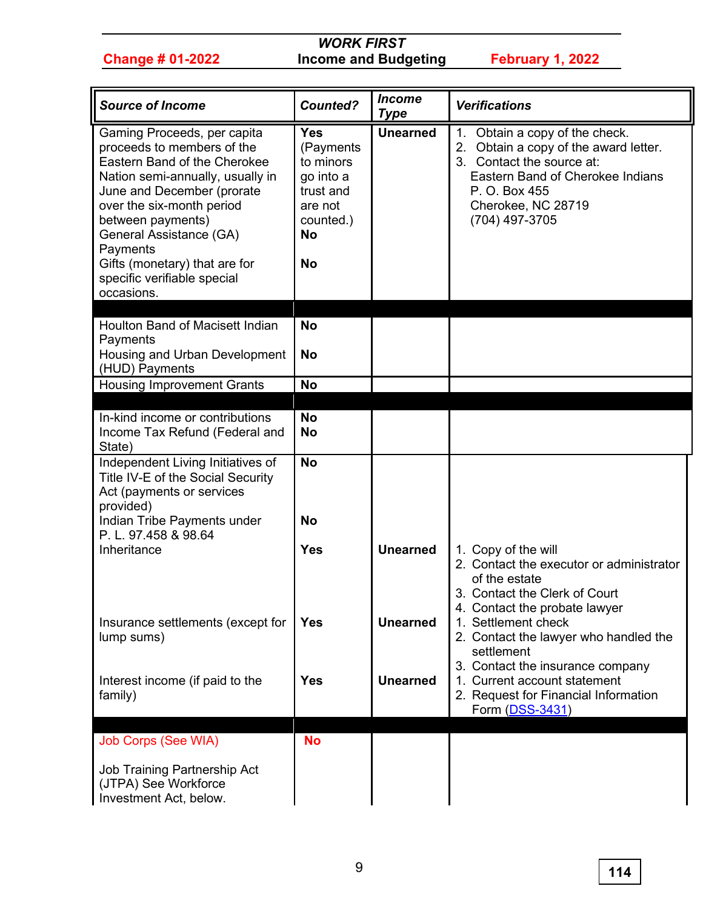| Source of Income | Counted? | Income Type | Verifications |
|---|---|---|---|
| Gaming Proceeds, per capita proceeds to members of the Eastern Band of the Cherokee Nation semi-annually, usually in June and December (prorate over the six-month period between payments) | Yes (Payments to minors go into a trust and are not counted.) | Unearned | 1. Obtain a copy of the check.<br>2. Obtain a copy of the award letter.<br>3. Contact the source at:<br>Eastern Band of Cherokee Indians<br>P. O. Box 455<br>Cherokee, NC 28719<br>(704) 497-3705 |
| General Assistance (GA) Payments | No | | |
| Gifts (monetary) that are for specific verifiable special occasions. | No | | |
| Houlton Band of Macisett Indian Payments | No | | |
| Housing and Urban Development (HUD) Payments | No | | |
| Housing Improvement Grants | No | | |
| In-kind income or contributions | No | | |
| Income Tax Refund (Federal and State) | No | | |
| Independent Living Initiatives of Title IV-E of the Social Security Act (payments or services provided) | No | | |
| Indian Tribe Payments under P. L. 97.458 & 98.64 | No | | |
| Inheritance | Yes | Unearned | 1. Copy of the will<br>2. Contact the executor or administrator of the estate<br>3. Contact the Clerk of Court<br>4. Contact the probate lawyer |
| Insurance settlements (except for lump sums) | Yes | Unearned | 1. Settlement check<br>2. Contact the lawyer who handled the settlement<br>3. Contact the insurance company |
| Interest income (if paid to the family) | Yes | Unearned | 1. Current account statement<br>2. Request for Financial Information Form (DSS-3431) |
| Job Corps (See WIA) | No | | |
| Job Training Partnership Act (JTPA) See Workforce Investment Act, below. | | | |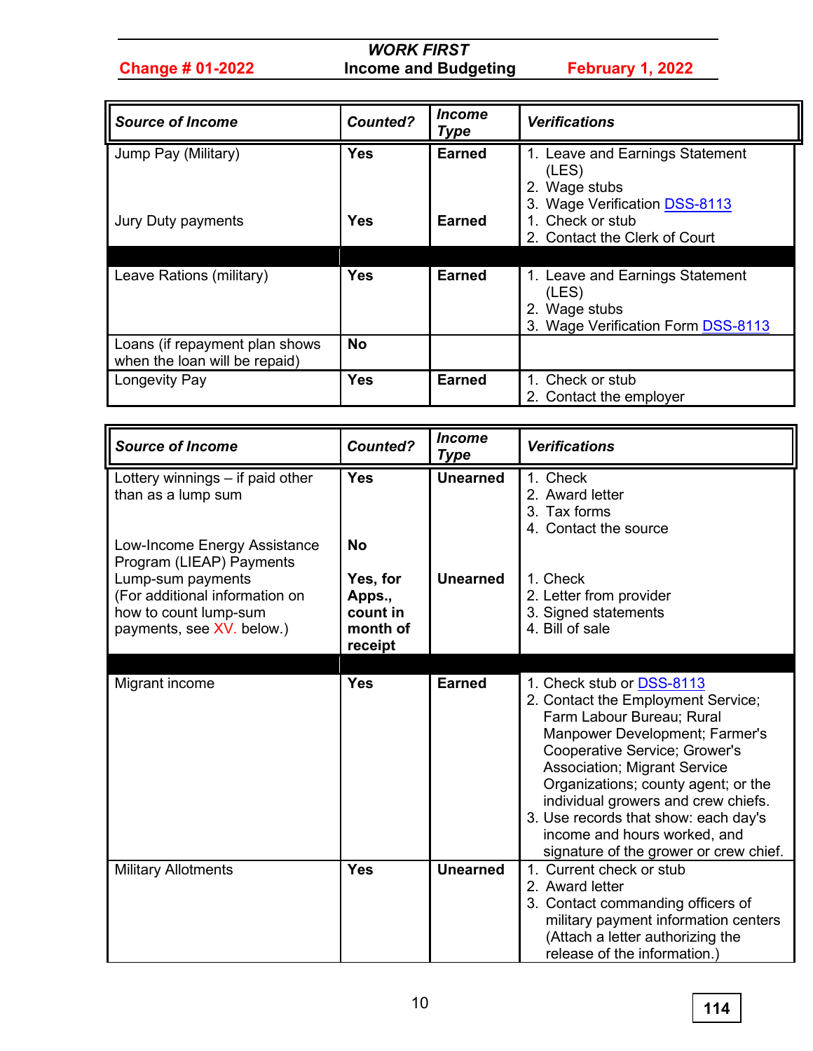| *Source of Income* | *Counted?* | *Income Type* | *Verifications* |
|---|---|---|---|
| Jump Pay (Military) | **Yes** | **Earned** | 1. Leave and Earnings Statement (LES)<br>2. Wage stubs<br>3. Wage Verification DSS-8113 |
| Jury Duty payments | **Yes** | **Earned** | 1. Check or stub<br>2. Contact the Clerk of Court |
| Leave Rations (military) | **Yes** | **Earned** | 1. Leave and Earnings Statement (LES)<br>2. Wage stubs<br>3. Wage Verification Form DSS-8113 |
| Loans (if repayment plan shows when the loan will be repaid) | **No** | | |
| Longevity Pay | **Yes** | **Earned** | 1. Check or stub<br>2. Contact the employer |

| *Source of Income* | *Counted?* | *Income Type* | *Verifications* |
|---|---|---|---|
| Lottery winnings – if paid other than as a lump sum | **Yes** | **Unearned** | 1. Check<br>2. Award letter<br>3. Tax forms<br>4. Contact the source |
| Low-Income Energy Assistance Program (LIEAP) Payments | **No** | | |
| Lump-sum payments (For additional information on how to count lump-sum payments, see XV. below.) | **Yes, for Apps., count in month of receipt** | **Unearned** | 1. Check<br>2. Letter from provider<br>3. Signed statements<br>4. Bill of sale |
| Migrant income | **Yes** | **Earned** | 1. Check stub or DSS-8113<br>2. Contact the Employment Service; Farm Labour Bureau; Rural Manpower Development; Farmer's Cooperative Service; Grower's Association; Migrant Service Organizations; county agent; or the individual growers and crew chiefs.<br>3. Use records that show: each day's income and hours worked, and signature of the grower or crew chief. |
| Military Allotments | **Yes** | **Unearned** | 1. Current check or stub<br>2. Award letter<br>3. Contact commanding officers of military payment information centers (Attach a letter authorizing the release of the information.) |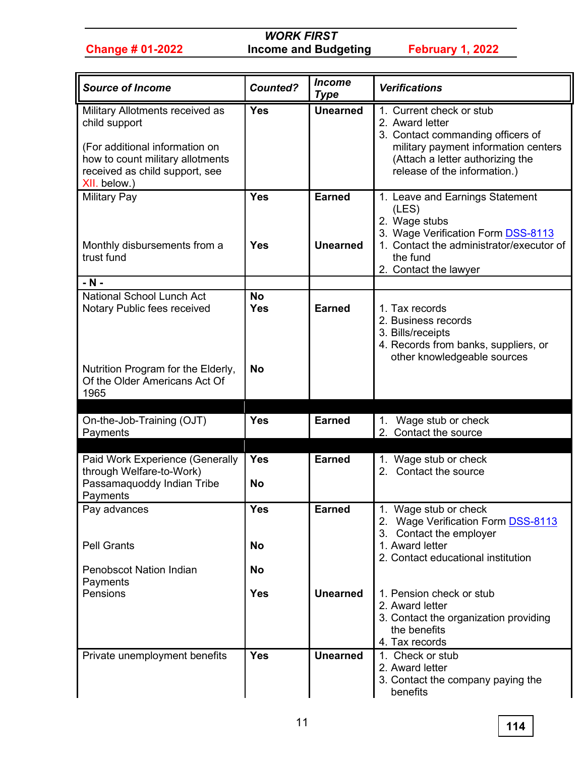**WORK FIRST**
**Change # 01-2022** **Income and Budgeting** **February 1, 2022**

| *Source of Income* | *Counted?* | *Income Type* | *Verifications* |
|---|---|---|---|
| Military Allotments received as child support<br><br>(For additional information on how to count military allotments received as child support, see XII. below.) | **Yes** | **Unearned** | 1. Current check or stub<br>2. Award letter<br>3. Contact commanding officers of military payment information centers (Attach a letter authorizing the release of the information.) |
| Military Pay | **Yes** | **Earned** | 1. Leave and Earnings Statement (LES)<br>2. Wage stubs<br>3. Wage Verification Form DSS-8113 |
| Monthly disbursements from a trust fund | **Yes** | **Unearned** | 1. Contact the administrator/executor of the fund<br>2. Contact the lawyer |
| **- N -** | | | |
| National School Lunch Act | **No** | | |
| Notary Public fees received | **Yes** | **Earned** | 1. Tax records<br>2. Business records<br>3. Bills/receipts<br>4. Records from banks, suppliers, or other knowledgeable sources |
| Nutrition Program for the Elderly, Of the Older Americans Act Of 1965 | **No** | | |
| | | | |
| On-the-Job-Training (OJT) Payments | **Yes** | **Earned** | 1. Wage stub or check<br>2. Contact the source |
| | | | |
| Paid Work Experience (Generally through Welfare-to-Work) | **Yes** | **Earned** | 1. Wage stub or check<br>2. Contact the source |
| Passamaquoddy Indian Tribe Payments | **No** | | |
| Pay advances | **Yes** | **Earned** | 1. Wage stub or check<br>2. Wage Verification Form DSS-8113<br>3. Contact the employer |
| Pell Grants | **No** | | 1. Award letter<br>2. Contact educational institution |
| Penobscot Nation Indian Payments | **No** | | |
| Pensions | **Yes** | **Unearned** | 1. Pension check or stub<br>2. Award letter<br>3. Contact the organization providing the benefits<br>4. Tax records |
| Private unemployment benefits | **Yes** | **Unearned** | 1. Check or stub<br>2. Award letter<br>3. Contact the company paying the benefits |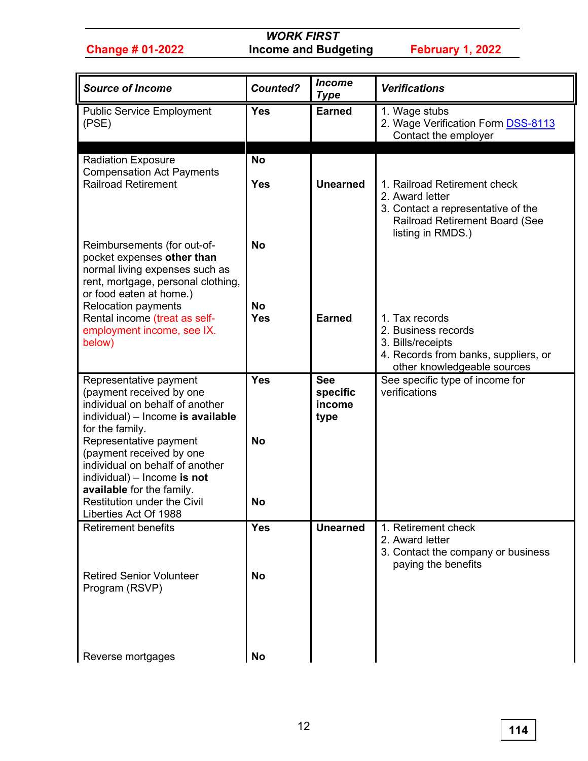| Source of Income | Counted? | Income Type | Verifications |
|---|---|---|---|
| Public Service Employment (PSE) | **Yes** | **Earned** | 1. Wage stubs<br>2. Wage Verification Form DSS-8113 Contact the employer |
| Radiation Exposure Compensation Act Payments | **No** | | |
| Railroad Retirement | **Yes** | **Unearned** | 1. Railroad Retirement check<br>2. Award letter<br>3. Contact a representative of the Railroad Retirement Board (See listing in RMDS.) |
| Reimbursements (for out-of-pocket expenses **other than** normal living expenses such as rent, mortgage, personal clothing, or food eaten at home.) | **No** | | |
| Relocation payments | **No** | | |
| Rental income (treat as self-employment income, see IX. below) | **Yes** | **Earned** | 1. Tax records<br>2. Business records<br>3. Bills/receipts<br>4. Records from banks, suppliers, or other knowledgeable sources |
| Representative payment (payment received by one individual on behalf of another individual) – Income **is available** for the family. | **Yes** | **See specific income type** | See specific type of income for verifications |
| Representative payment (payment received by one individual on behalf of another individual) – Income **is not available** for the family. | **No** | | |
| Restitution under the Civil Liberties Act Of 1988 | **No** | | |
| Retirement benefits | **Yes** | **Unearned** | 1. Retirement check<br>2. Award letter<br>3. Contact the company or business paying the benefits |
| Retired Senior Volunteer Program (RSVP) | **No** | | |
| Reverse mortgages | **No** | | |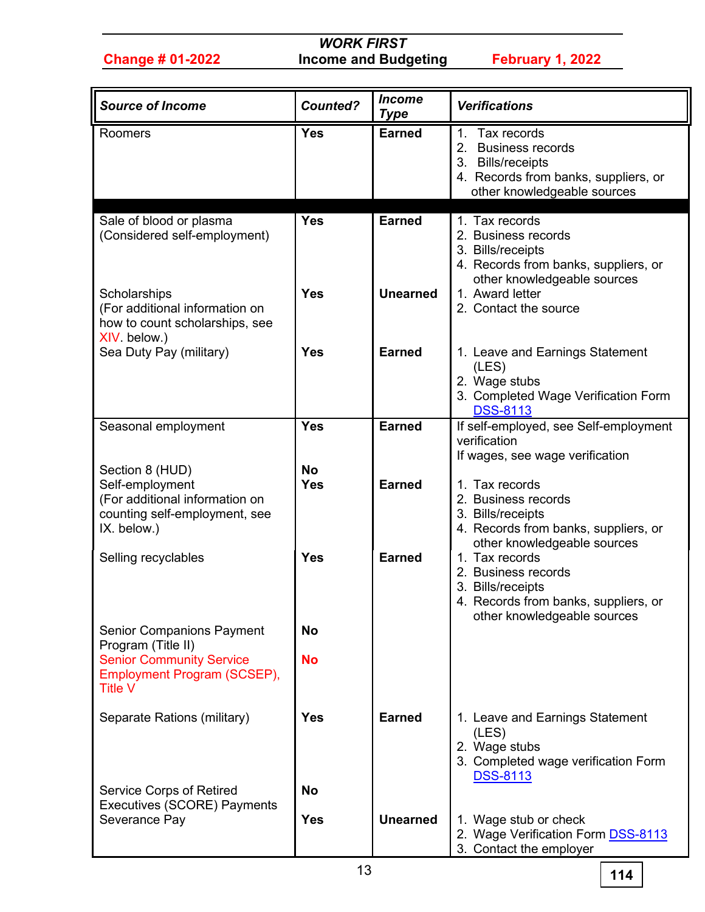| *Source of Income* | *Counted?* | *Income Type* | *Verifications* |
|---|---|---|---|
| Roomers | **Yes** | **Earned** | 1. Tax records<br>2. Business records<br>3. Bills/receipts<br>4. Records from banks, suppliers, or other knowledgeable sources |
| Sale of blood or plasma (Considered self-employment) | **Yes** | **Earned** | 1. Tax records<br>2. Business records<br>3. Bills/receipts<br>4. Records from banks, suppliers, or other knowledgeable sources |
| Scholarships (For additional information on how to count scholarships, see XIV. below.) | **Yes** | **Unearned** | 1. Award letter<br>2. Contact the source |
| Sea Duty Pay (military) | **Yes** | **Earned** | 1. Leave and Earnings Statement (LES)<br>2. Wage stubs<br>3. Completed Wage Verification Form DSS-8113 |
| Seasonal employment | **Yes** | **Earned** | If self-employed, see Self-employment verification<br>If wages, see wage verification |
| Section 8 (HUD) | **No** | | |
| Self-employment (For additional information on counting self-employment, see IX. below.) | **Yes** | **Earned** | 1. Tax records<br>2. Business records<br>3. Bills/receipts<br>4. Records from banks, suppliers, or other knowledgeable sources |
| Selling recyclables | **Yes** | **Earned** | 1. Tax records<br>2. Business records<br>3. Bills/receipts<br>4. Records from banks, suppliers, or other knowledgeable sources |
| Senior Companions Payment Program (Title II) | **No** | | |
| Senior Community Service Employment Program (SCSEP), Title V | **No** | | |
| Separate Rations (military) | **Yes** | **Earned** | 1. Leave and Earnings Statement (LES)<br>2. Wage stubs<br>3. Completed wage verification Form DSS-8113 |
| Service Corps of Retired Executives (SCORE) Payments | **No** | | |
| Severance Pay | **Yes** | **Unearned** | 1. Wage stub or check<br>2. Wage Verification Form DSS-8113<br>3. Contact the employer |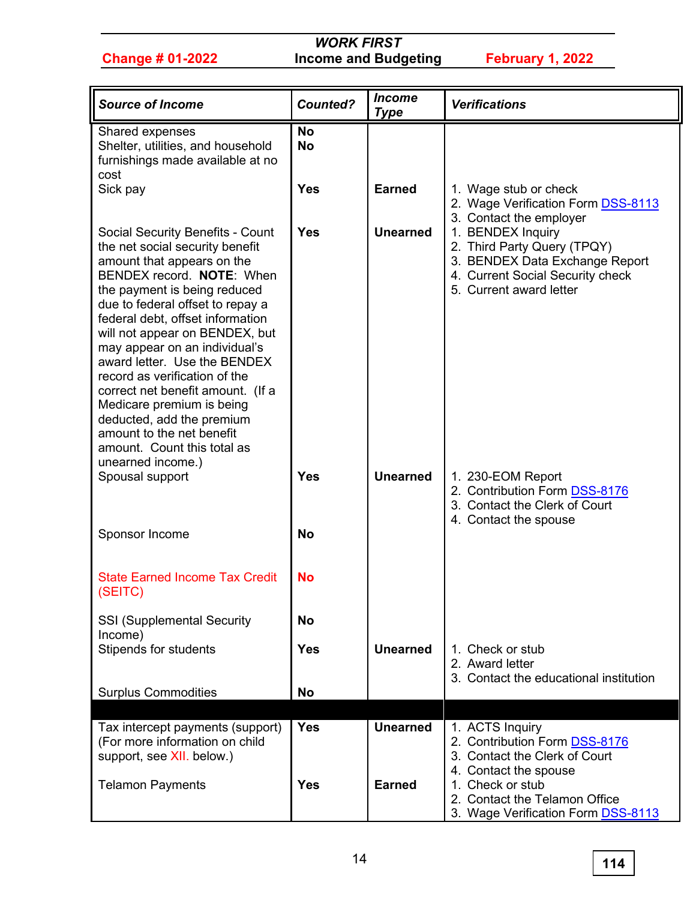| Source of Income | Counted? | Income Type | Verifications |
|---|---|---|---|
| Shared expenses | **No** | | |
| Shelter, utilities, and household furnishings made available at no cost | **No** | | |
| Sick pay | **Yes** | **Earned** | 1. Wage stub or check<br>2. Wage Verification Form DSS-8113<br>3. Contact the employer |
| Social Security Benefits - Count the net social security benefit amount that appears on the BENDEX record. **NOTE**: When the payment is being reduced due to federal offset to repay a federal debt, offset information will not appear on BENDEX, but may appear on an individual's award letter. Use the BENDEX record as verification of the correct net benefit amount. (If a Medicare premium is being deducted, add the premium amount to the net benefit amount. Count this total as unearned income.) | **Yes** | **Unearned** | 1. BENDEX Inquiry<br>2. Third Party Query (TPQY)<br>3. BENDEX Data Exchange Report<br>4. Current Social Security check<br>5. Current award letter |
| Spousal support | **Yes** | **Unearned** | 1. 230-EOM Report<br>2. Contribution Form DSS-8176<br>3. Contact the Clerk of Court<br>4. Contact the spouse |
| Sponsor Income | **No** | | |
| State Earned Income Tax Credit (SEITC) | **No** | | |
| SSI (Supplemental Security Income) | **No** | | |
| Stipends for students | **Yes** | **Unearned** | 1. Check or stub<br>2. Award letter<br>3. Contact the educational institution |
| Surplus Commodities | **No** | | |
| Tax intercept payments (support) (For more information on child support, see XII. below.) | **Yes** | **Unearned** | 1. ACTS Inquiry<br>2. Contribution Form DSS-8176<br>3. Contact the Clerk of Court<br>4. Contact the spouse |
| Telamon Payments | **Yes** | **Earned** | 1. Check or stub<br>2. Contact the Telamon Office<br>3. Wage Verification Form DSS-8113 |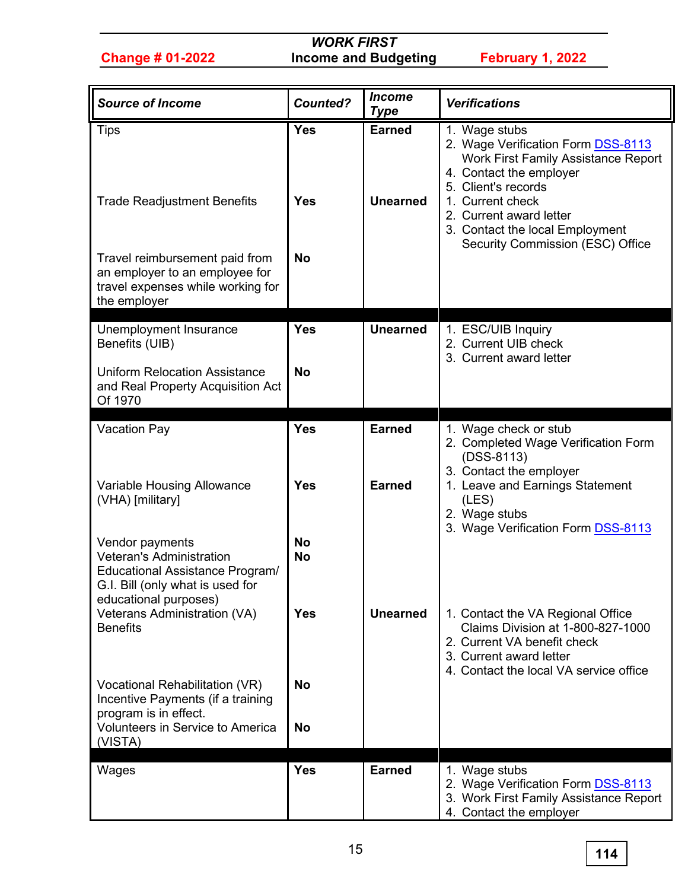| Source of Income | Counted? | Income Type | Verifications |
|---|---|---|---|
| Tips | **Yes** | **Earned** | 1. Wage stubs<br>2. Wage Verification Form DSS-8113<br>Work First Family Assistance Report<br>4. Contact the employer<br>5. Client's records |
| Trade Readjustment Benefits | **Yes** | **Unearned** | 1. Current check<br>2. Current award letter<br>3. Contact the local Employment Security Commission (ESC) Office |
| Travel reimbursement paid from an employer to an employee for travel expenses while working for the employer | **No** | | |
| Unemployment Insurance Benefits (UIB) | **Yes** | **Unearned** | 1. ESC/UIB Inquiry<br>2. Current UIB check<br>3. Current award letter |
| Uniform Relocation Assistance and Real Property Acquisition Act Of 1970 | **No** | | |
| Vacation Pay | **Yes** | **Earned** | 1. Wage check or stub<br>2. Completed Wage Verification Form (DSS-8113)<br>3. Contact the employer |
| Variable Housing Allowance (VHA) [military] | **Yes** | **Earned** | 1. Leave and Earnings Statement (LES)<br>2. Wage stubs<br>3. Wage Verification Form DSS-8113 |
| Vendor payments | **No** | | |
| Veteran's Administration Educational Assistance Program/ G.I. Bill (only what is used for educational purposes) | **No** | | |
| Veterans Administration (VA) Benefits | **Yes** | **Unearned** | 1. Contact the VA Regional Office Claims Division at 1-800-827-1000<br>2. Current VA benefit check<br>3. Current award letter<br>4. Contact the local VA service office |
| Vocational Rehabilitation (VR) Incentive Payments (if a training program is in effect. | **No** | | |
| Volunteers in Service to America (VISTA) | **No** | | |
| Wages | **Yes** | **Earned** | 1. Wage stubs<br>2. Wage Verification Form DSS-8113<br>3. Work First Family Assistance Report<br>4. Contact the employer |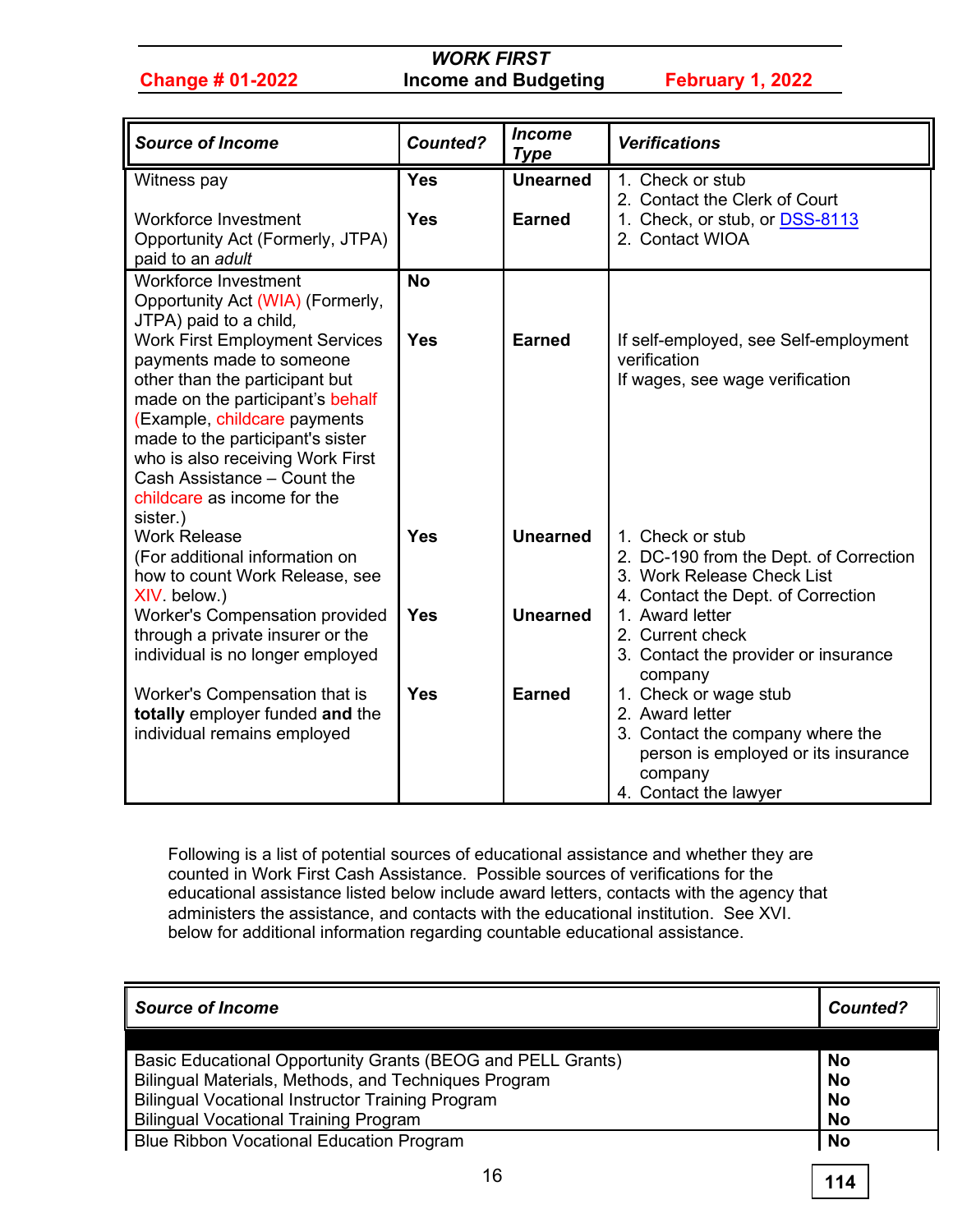| Source of Income | Counted? | Income Type | Verifications |
|---|---|---|---|
| Witness pay | **Yes** | **Unearned** | 1. Check or stub<br>2. Contact the Clerk of Court |
| Workforce Investment Opportunity Act (Formerly, JTPA) paid to an *adult* | **Yes** | **Earned** | 1. Check, or stub, or DSS-8113<br>2. Contact WIOA |
| Workforce Investment Opportunity Act (WIA) (Formerly, JTPA) paid to a child, | **No** | | |
| Work First Employment Services payments made to someone other than the participant but made on the participant's behalf (Example, childcare payments made to the participant's sister who is also receiving Work First Cash Assistance – Count the childcare as income for the sister.) | **Yes** | **Earned** | If self-employed, see Self-employment verification<br>If wages, see wage verification |
| Work Release (For additional information on how to count Work Release, see XIV. below.) | **Yes** | **Unearned** | 1. Check or stub<br>2. DC-190 from the Dept. of Correction<br>3. Work Release Check List<br>4. Contact the Dept. of Correction |
| Worker's Compensation provided through a private insurer or the individual is no longer employed | **Yes** | **Unearned** | 1. Award letter<br>2. Current check<br>3. Contact the provider or insurance company |
| Worker's Compensation that is **totally** employer funded **and** the individual remains employed | **Yes** | **Earned** | 1. Check or wage stub<br>2. Award letter<br>3. Contact the company where the person is employed or its insurance company<br>4. Contact the lawyer |

Following is a list of potential sources of educational assistance and whether they are counted in Work First Cash Assistance. Possible sources of verifications for the educational assistance listed below include award letters, contacts with the agency that administers the assistance, and contacts with the educational institution. See XVI. below for additional information regarding countable educational assistance.

| Source of Income | Counted? |
|---|---|
| Basic Educational Opportunity Grants (BEOG and PELL Grants) | **No** |
| Bilingual Materials, Methods, and Techniques Program | **No** |
| Bilingual Vocational Instructor Training Program | **No** |
| Bilingual Vocational Training Program | **No** |
| Blue Ribbon Vocational Education Program | **No** |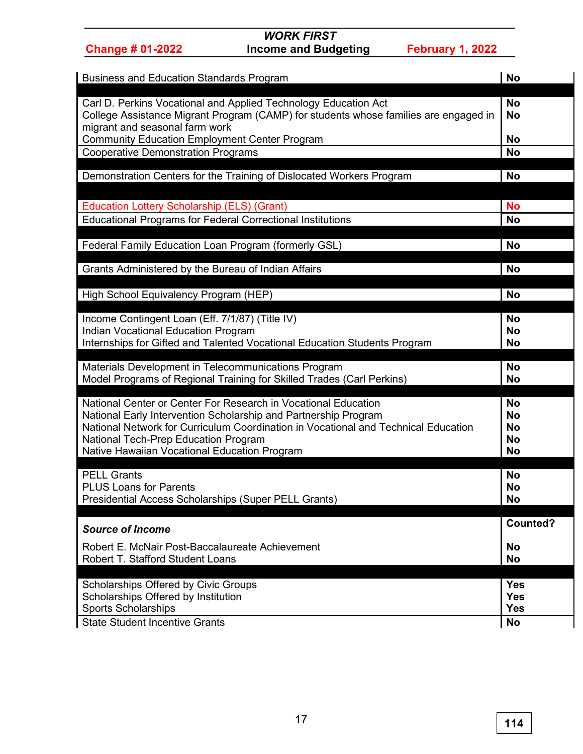| | |
|---|---|
| Business and Education Standards Program | **No** |
| Carl D. Perkins Vocational and Applied Technology Education Act | **No** |
| College Assistance Migrant Program (CAMP) for students whose families are engaged in migrant and seasonal farm work | **No** |
| Community Education Employment Center Program | **No** |
| Cooperative Demonstration Programs | **No** |
| Demonstration Centers for the Training of Dislocated Workers Program | **No** |
| Education Lottery Scholarship (ELS) (Grant) | **No** |
| Educational Programs for Federal Correctional Institutions | **No** |
| Federal Family Education Loan Program (formerly GSL) | **No** |
| Grants Administered by the Bureau of Indian Affairs | **No** |
| High School Equivalency Program (HEP) | **No** |
| Income Contingent Loan (Eff. 7/1/87) (Title IV) | **No** |
| Indian Vocational Education Program | **No** |
| Internships for Gifted and Talented Vocational Education Students Program | **No** |
| Materials Development in Telecommunications Program | **No** |
| Model Programs of Regional Training for Skilled Trades (Carl Perkins) | **No** |
| National Center or Center For Research in Vocational Education | **No** |
| National Early Intervention Scholarship and Partnership Program | **No** |
| National Network for Curriculum Coordination in Vocational and Technical Education | **No** |
| National Tech-Prep Education Program | **No** |
| Native Hawaiian Vocational Education Program | **No** |
| PELL Grants | **No** |
| PLUS Loans for Parents | **No** |
| Presidential Access Scholarships (Super PELL Grants) | **No** |
| ***Source of Income*** | **Counted?** |
| Robert E. McNair Post-Baccalaureate Achievement | **No** |
| Robert T. Stafford Student Loans | **No** |
| Scholarships Offered by Civic Groups | **Yes** |
| Scholarships Offered by Institution | **Yes** |
| Sports Scholarships | **Yes** |
| State Student Incentive Grants | **No** |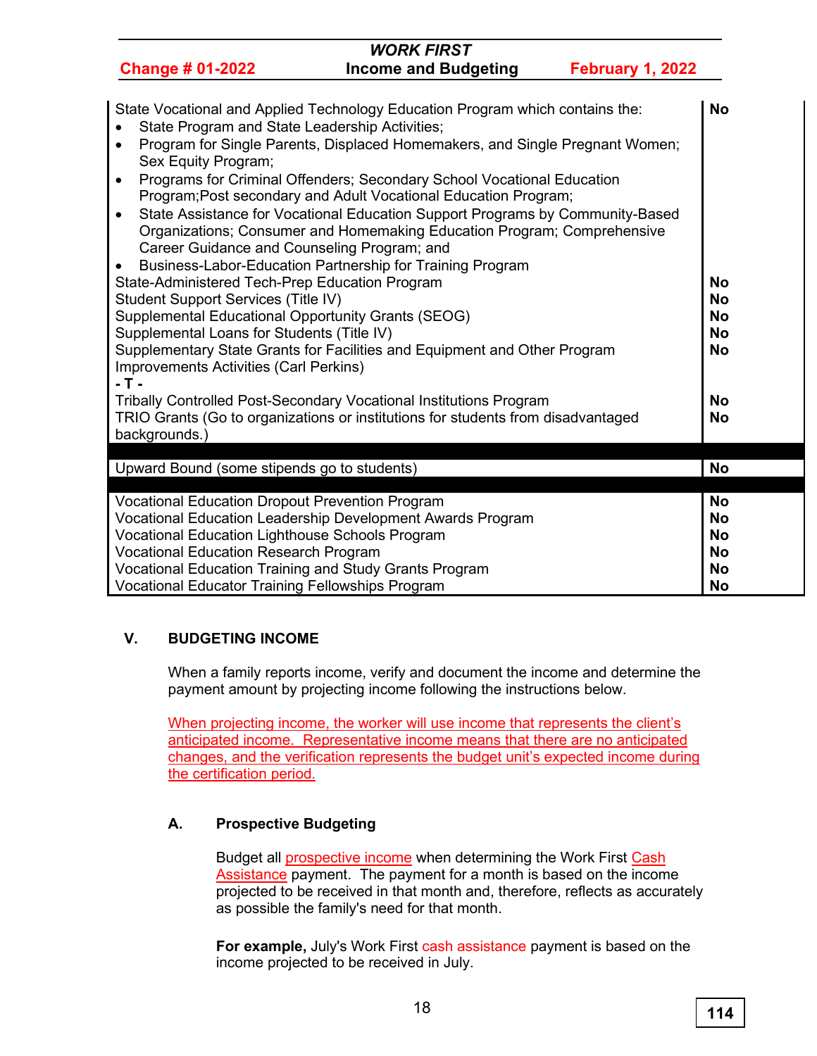| | |
|---|---|
| State Vocational and Applied Technology Education Program which contains the:<br>• State Program and State Leadership Activities;<br>• Program for Single Parents, Displaced Homemakers, and Single Pregnant Women; Sex Equity Program;<br>• Programs for Criminal Offenders; Secondary School Vocational Education Program;Post secondary and Adult Vocational Education Program;<br>• State Assistance for Vocational Education Support Programs by Community-Based Organizations; Consumer and Homemaking Education Program; Comprehensive Career Guidance and Counseling Program; and<br>• Business-Labor-Education Partnership for Training Program | **No** |
| State-Administered Tech-Prep Education Program | **No** |
| Student Support Services (Title IV) | **No** |
| Supplemental Educational Opportunity Grants (SEOG) | **No** |
| Supplemental Loans for Students (Title IV) | **No** |
| Supplementary State Grants for Facilities and Equipment and Other Program Improvements Activities (Carl Perkins) | **No** |
| **- T -** | |
| Tribally Controlled Post-Secondary Vocational Institutions Program | **No** |
| TRIO Grants (Go to organizations or institutions for students from disadvantaged backgrounds.) | **No** |
| | |
| Upward Bound (some stipends go to students) | **No** |
| | |
| Vocational Education Dropout Prevention Program | **No** |
| Vocational Education Leadership Development Awards Program | **No** |
| Vocational Education Lighthouse Schools Program | **No** |
| Vocational Education Research Program | **No** |
| Vocational Education Training and Study Grants Program | **No** |
| Vocational Educator Training Fellowships Program | **No** |

## V. BUDGETING INCOME

When a family reports income, verify and document the income and determine the payment amount by projecting income following the instructions below.

When projecting income, the worker will use income that represents the client's anticipated income. Representative income means that there are no anticipated changes, and the verification represents the budget unit's expected income during the certification period.

### A. Prospective Budgeting

Budget all prospective income when determining the Work First Cash Assistance payment. The payment for a month is based on the income projected to be received in that month and, therefore, reflects as accurately as possible the family's need for that month.

**For example,** July's Work First cash assistance payment is based on the income projected to be received in July.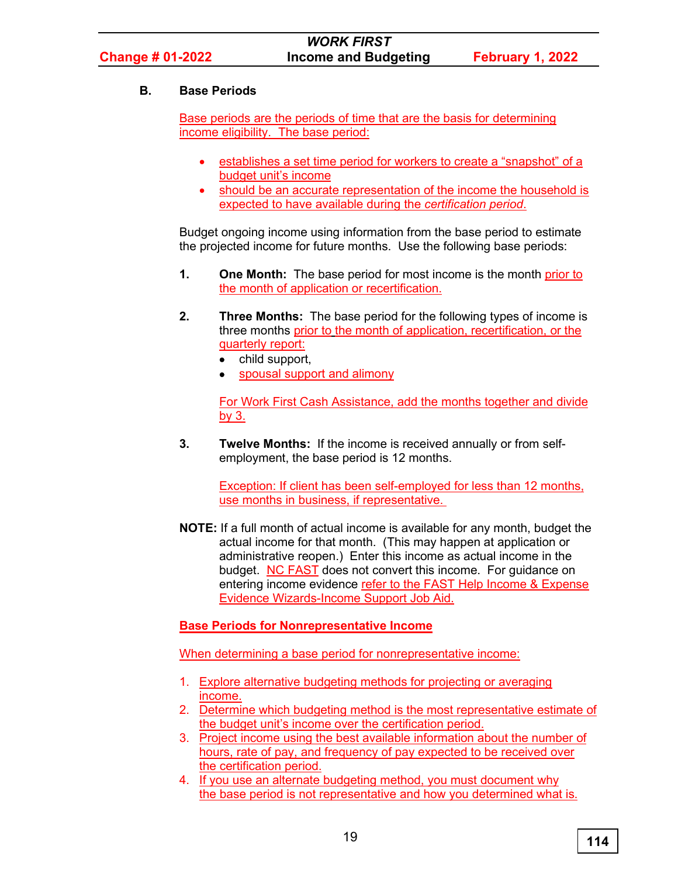### B. Base Periods

Base periods are the periods of time that are the basis for determining income eligibility. The base period:

- establishes a set time period for workers to create a "snapshot" of a budget unit's income
- should be an accurate representation of the income the household is expected to have available during the *certification period*.

Budget ongoing income using information from the base period to estimate the projected income for future months. Use the following base periods:

1. **One Month:** The base period for most income is the month prior to the month of application or recertification.

2. **Three Months:** The base period for the following types of income is three months prior to the month of application, recertification, or the quarterly report:
   - child support,
   - spousal support and alimony

   For Work First Cash Assistance, add the months together and divide by 3.

3. **Twelve Months:** If the income is received annually or from self-employment, the base period is 12 months.

   Exception: If client has been self-employed for less than 12 months, use months in business, if representative.

**NOTE:** If a full month of actual income is available for any month, budget the actual income for that month. (This may happen at application or administrative reopen.) Enter this income as actual income in the budget. NC FAST does not convert this income. For guidance on entering income evidence refer to the FAST Help Income & Expense Evidence Wizards-Income Support Job Aid.

**Base Periods for Nonrepresentative Income**

When determining a base period for nonrepresentative income:

1. Explore alternative budgeting methods for projecting or averaging income.
2. Determine which budgeting method is the most representative estimate of the budget unit's income over the certification period.
3. Project income using the best available information about the number of hours, rate of pay, and frequency of pay expected to be received over the certification period.
4. If you use an alternate budgeting method, you must document why the base period is not representative and how you determined what is.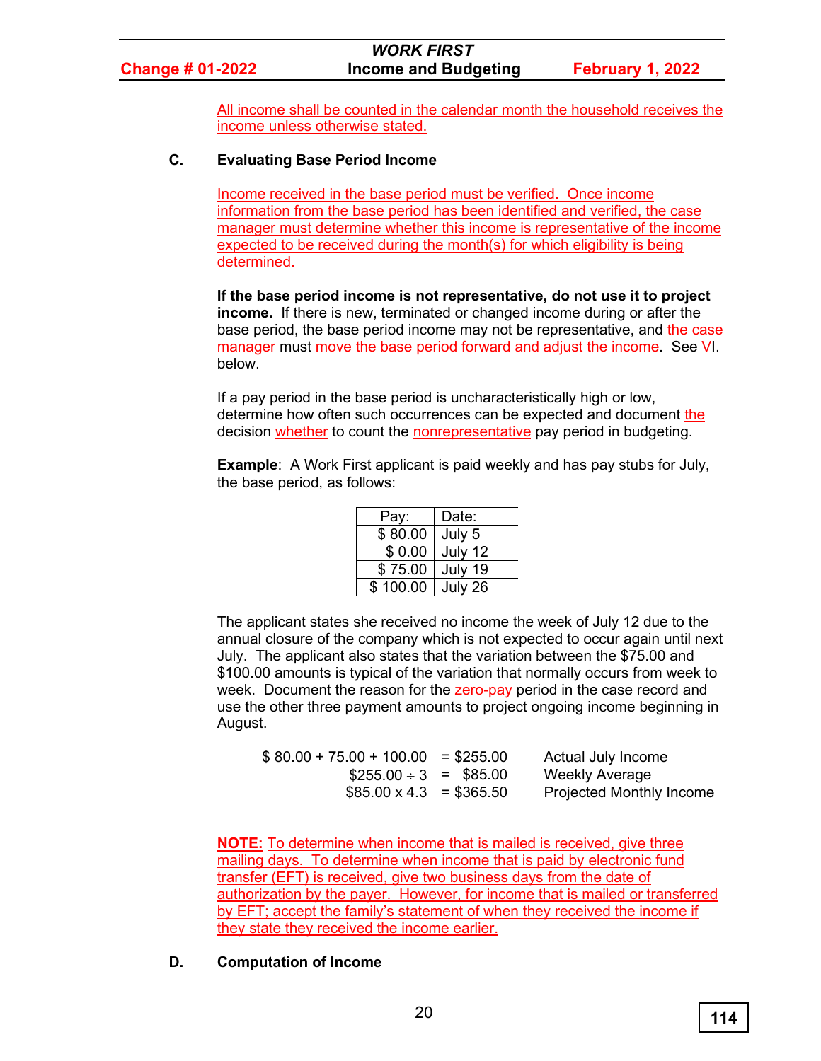All income shall be counted in the calendar month the household receives the income unless otherwise stated.

### C. Evaluating Base Period Income

Income received in the base period must be verified. Once income information from the base period has been identified and verified, the case manager must determine whether this income is representative of the income expected to be received during the month(s) for which eligibility is being determined.

**If the base period income is not representative, do not use it to project income.** If there is new, terminated or changed income during or after the base period, the base period income may not be representative, and the case manager must move the base period forward and adjust the income. See VI. below.

If a pay period in the base period is uncharacteristically high or low, determine how often such occurrences can be expected and document the decision whether to count the nonrepresentative pay period in budgeting.

**Example**: A Work First applicant is paid weekly and has pay stubs for July, the base period, as follows:

| Pay: | Date: |
|---|---|
| $ 80.00 | July 5 |
| $ 0.00 | July 12 |
| $ 75.00 | July 19 |
| $ 100.00 | July 26 |

The applicant states she received no income the week of July 12 due to the annual closure of the company which is not expected to occur again until next July. The applicant also states that the variation between the $75.00 and $100.00 amounts is typical of the variation that normally occurs from week to week. Document the reason for the zero-pay period in the case record and use the other three payment amounts to project ongoing income beginning in August.

| | | |
|---|---|---|
| $ 80.00 + 75.00 + 100.00 | = $255.00 | Actual July Income |
| $255.00 ÷ 3 | = $85.00 | Weekly Average |
| $85.00 x 4.3 | = $365.50 | Projected Monthly Income |

**NOTE:** To determine when income that is mailed is received, give three mailing days. To determine when income that is paid by electronic fund transfer (EFT) is received, give two business days from the date of authorization by the payer. However, for income that is mailed or transferred by EFT; accept the family's statement of when they received the income if they state they received the income earlier.

### D. Computation of Income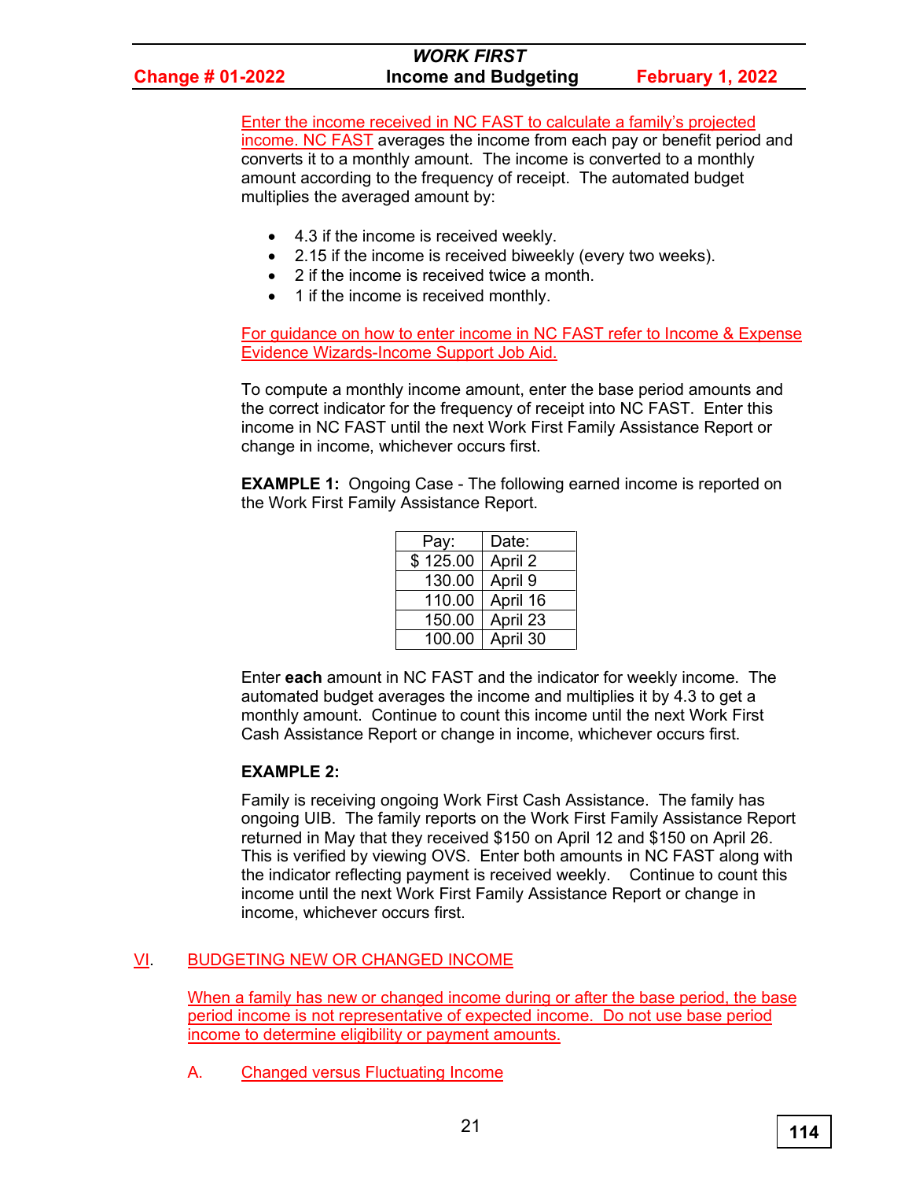Enter the income received in NC FAST to calculate a family's projected income. NC FAST averages the income from each pay or benefit period and converts it to a monthly amount. The income is converted to a monthly amount according to the frequency of receipt. The automated budget multiplies the averaged amount by:

- 4.3 if the income is received weekly.
- 2.15 if the income is received biweekly (every two weeks).
- 2 if the income is received twice a month.
- 1 if the income is received monthly.

For guidance on how to enter income in NC FAST refer to Income & Expense Evidence Wizards-Income Support Job Aid.

To compute a monthly income amount, enter the base period amounts and the correct indicator for the frequency of receipt into NC FAST. Enter this income in NC FAST until the next Work First Family Assistance Report or change in income, whichever occurs first.

**EXAMPLE 1:** Ongoing Case - The following earned income is reported on the Work First Family Assistance Report.

| Pay: | Date: |
|---|---|
| $ 125.00 | April 2 |
| 130.00 | April 9 |
| 110.00 | April 16 |
| 150.00 | April 23 |
| 100.00 | April 30 |

Enter **each** amount in NC FAST and the indicator for weekly income. The automated budget averages the income and multiplies it by 4.3 to get a monthly amount. Continue to count this income until the next Work First Cash Assistance Report or change in income, whichever occurs first.

**EXAMPLE 2:**

Family is receiving ongoing Work First Cash Assistance. The family has ongoing UIB. The family reports on the Work First Family Assistance Report returned in May that they received $150 on April 12 and $150 on April 26. This is verified by viewing OVS. Enter both amounts in NC FAST along with the indicator reflecting payment is received weekly. Continue to count this income until the next Work First Family Assistance Report or change in income, whichever occurs first.

## VI. BUDGETING NEW OR CHANGED INCOME

When a family has new or changed income during or after the base period, the base period income is not representative of expected income. Do not use base period income to determine eligibility or payment amounts.

### A. Changed versus Fluctuating Income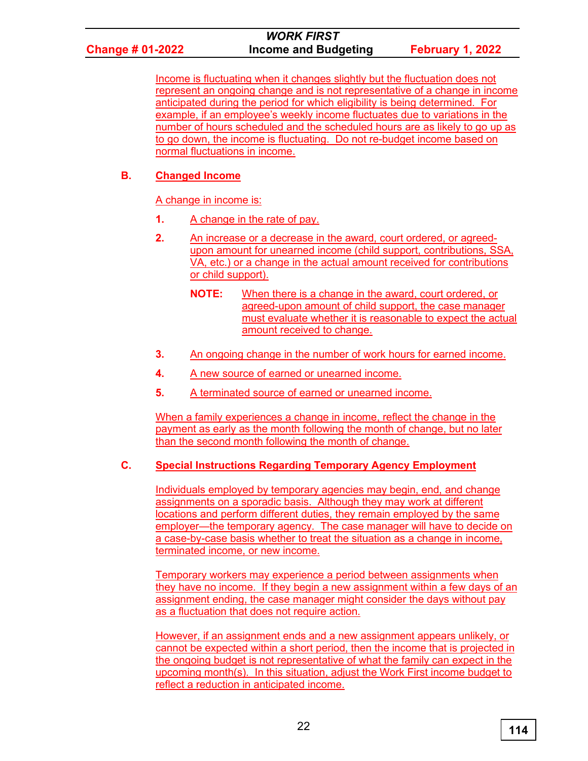Income is fluctuating when it changes slightly but the fluctuation does not represent an ongoing change and is not representative of a change in income anticipated during the period for which eligibility is being determined. For example, if an employee's weekly income fluctuates due to variations in the number of hours scheduled and the scheduled hours are as likely to go up as to go down, the income is fluctuating. Do not re-budget income based on normal fluctuations in income.

### B. Changed Income

A change in income is:

1. A change in the rate of pay.
2. An increase or a decrease in the award, court ordered, or agreed-upon amount for unearned income (child support, contributions, SSA, VA, etc.) or a change in the actual amount received for contributions or child support).

   **NOTE:** When there is a change in the award, court ordered, or agreed-upon amount of child support, the case manager must evaluate whether it is reasonable to expect the actual amount received to change.

3. An ongoing change in the number of work hours for earned income.
4. A new source of earned or unearned income.
5. A terminated source of earned or unearned income.

When a family experiences a change in income, reflect the change in the payment as early as the month following the month of change, but no later than the second month following the month of change.

### C. Special Instructions Regarding Temporary Agency Employment

Individuals employed by temporary agencies may begin, end, and change assignments on a sporadic basis. Although they may work at different locations and perform different duties, they remain employed by the same employer—the temporary agency. The case manager will have to decide on a case-by-case basis whether to treat the situation as a change in income, terminated income, or new income.

Temporary workers may experience a period between assignments when they have no income. If they begin a new assignment within a few days of an assignment ending, the case manager might consider the days without pay as a fluctuation that does not require action.

However, if an assignment ends and a new assignment appears unlikely, or cannot be expected within a short period, then the income that is projected in the ongoing budget is not representative of what the family can expect in the upcoming month(s). In this situation, adjust the Work First income budget to reflect a reduction in anticipated income.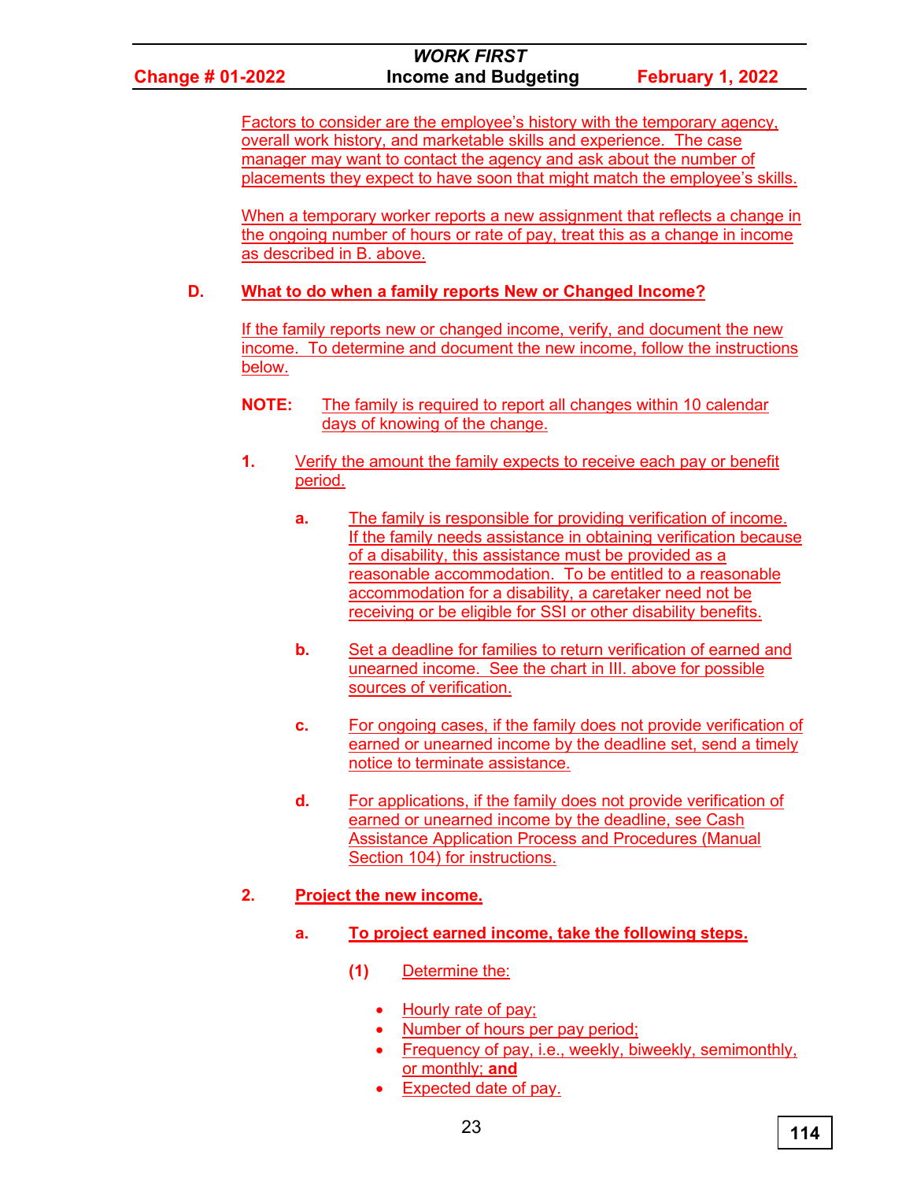Factors to consider are the employee's history with the temporary agency, overall work history, and marketable skills and experience. The case manager may want to contact the agency and ask about the number of placements they expect to have soon that might match the employee's skills.

When a temporary worker reports a new assignment that reflects a change in the ongoing number of hours or rate of pay, treat this as a change in income as described in B. above.

**D. What to do when a family reports New or Changed Income?**

If the family reports new or changed income, verify, and document the new income. To determine and document the new income, follow the instructions below.

**NOTE:** The family is required to report all changes within 10 calendar days of knowing of the change.

**1.** Verify the amount the family expects to receive each pay or benefit period.

**a.** The family is responsible for providing verification of income. If the family needs assistance in obtaining verification because of a disability, this assistance must be provided as a reasonable accommodation. To be entitled to a reasonable accommodation for a disability, a caretaker need not be receiving or be eligible for SSI or other disability benefits.

**b.** Set a deadline for families to return verification of earned and unearned income. See the chart in III. above for possible sources of verification.

**c.** For ongoing cases, if the family does not provide verification of earned or unearned income by the deadline set, send a timely notice to terminate assistance.

**d.** For applications, if the family does not provide verification of earned or unearned income by the deadline, see Cash Assistance Application Process and Procedures (Manual Section 104) for instructions.

**2. Project the new income.**

**a. To project earned income, take the following steps.**

**(1)** Determine the:

- Hourly rate of pay;
- Number of hours per pay period;
- Frequency of pay, i.e., weekly, biweekly, semimonthly, or monthly; **and**
- Expected date of pay.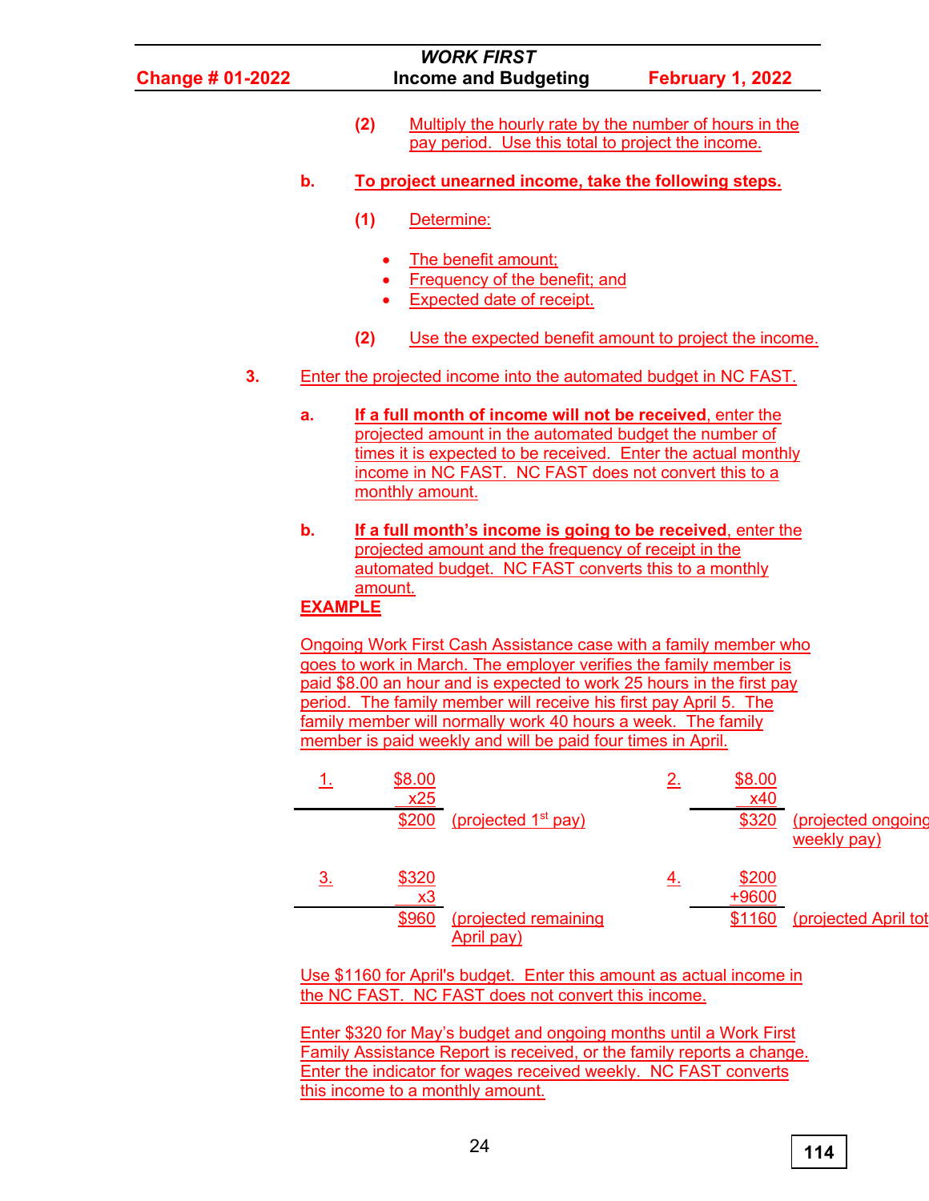(2) Multiply the hourly rate by the number of hours in the pay period. Use this total to project the income.

**b. To project unearned income, take the following steps.**

(1) Determine:

- The benefit amount;
- Frequency of the benefit; and
- Expected date of receipt.

(2) Use the expected benefit amount to project the income.

3. Enter the projected income into the automated budget in NC FAST.

a. **If a full month of income will not be received**, enter the projected amount in the automated budget the number of times it is expected to be received. Enter the actual monthly income in NC FAST. NC FAST does not convert this to a monthly amount.

b. **If a full month's income is going to be received**, enter the projected amount and the frequency of receipt in the automated budget. NC FAST converts this to a monthly amount.

**EXAMPLE**

Ongoing Work First Cash Assistance case with a family member who goes to work in March. The employer verifies the family member is paid $8.00 an hour and is expected to work 25 hours in the first pay period. The family member will receive his first pay April 5. The family member will normally work 40 hours a week. The family member is paid weekly and will be paid four times in April.

1.
```
  $8.00
    x25
  -----
   $200   (projected 1st pay)
```

2.
```
  $8.00
    x40
  -----
   $320   (projected ongoing weekly pay)
```

3.
```
   $320
     x3
  -----
   $960   (projected remaining April pay)
```

4.
```
   $200
  +9600
  -----
  $1160   (projected April total)
```

Use $1160 for April's budget. Enter this amount as actual income in the NC FAST. NC FAST does not convert this income.

Enter $320 for May's budget and ongoing months until a Work First Family Assistance Report is received, or the family reports a change. Enter the indicator for wages received weekly. NC FAST converts this income to a monthly amount.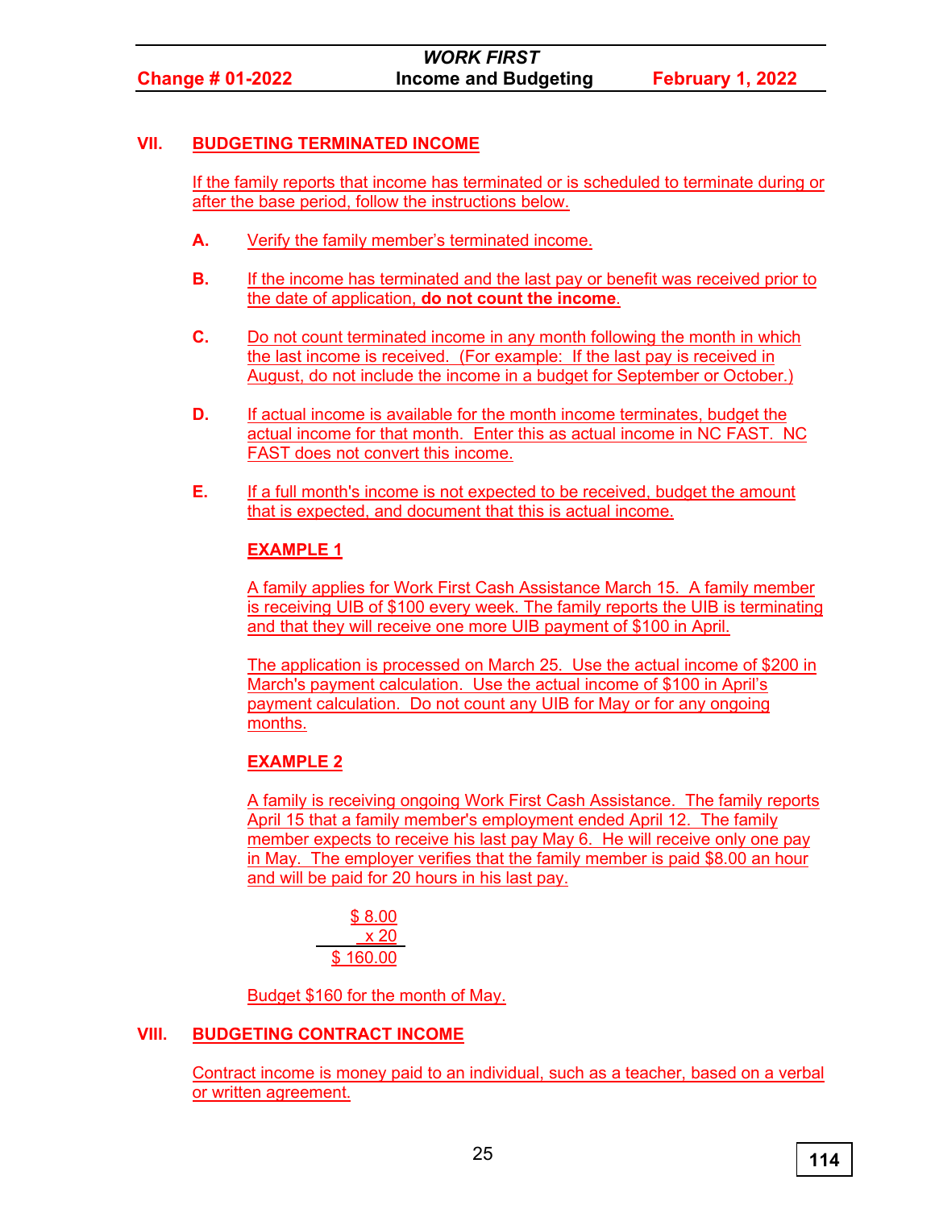## VII. BUDGETING TERMINATED INCOME

If the family reports that income has terminated or is scheduled to terminate during or after the base period, follow the instructions below.

**A.** Verify the family member's terminated income.

**B.** If the income has terminated and the last pay or benefit was received prior to the date of application, **do not count the income**.

**C.** Do not count terminated income in any month following the month in which the last income is received. (For example: If the last pay is received in August, do not include the income in a budget for September or October.)

**D.** If actual income is available for the month income terminates, budget the actual income for that month. Enter this as actual income in NC FAST. NC FAST does not convert this income.

**E.** If a full month's income is not expected to be received, budget the amount that is expected, and document that this is actual income.

**EXAMPLE 1**

A family applies for Work First Cash Assistance March 15. A family member is receiving UIB of $100 every week. The family reports the UIB is terminating and that they will receive one more UIB payment of $100 in April.

The application is processed on March 25. Use the actual income of $200 in March's payment calculation. Use the actual income of $100 in April's payment calculation. Do not count any UIB for May or for any ongoing months.

**EXAMPLE 2**

A family is receiving ongoing Work First Cash Assistance. The family reports April 15 that a family member's employment ended April 12. The family member expects to receive his last pay May 6. He will receive only one pay in May. The employer verifies that the family member is paid $8.00 an hour and will be paid for 20 hours in his last pay.

```
  $ 8.00
  x 20
 --------
 $ 160.00
```

Budget $160 for the month of May.

## VIII. BUDGETING CONTRACT INCOME

Contract income is money paid to an individual, such as a teacher, based on a verbal or written agreement.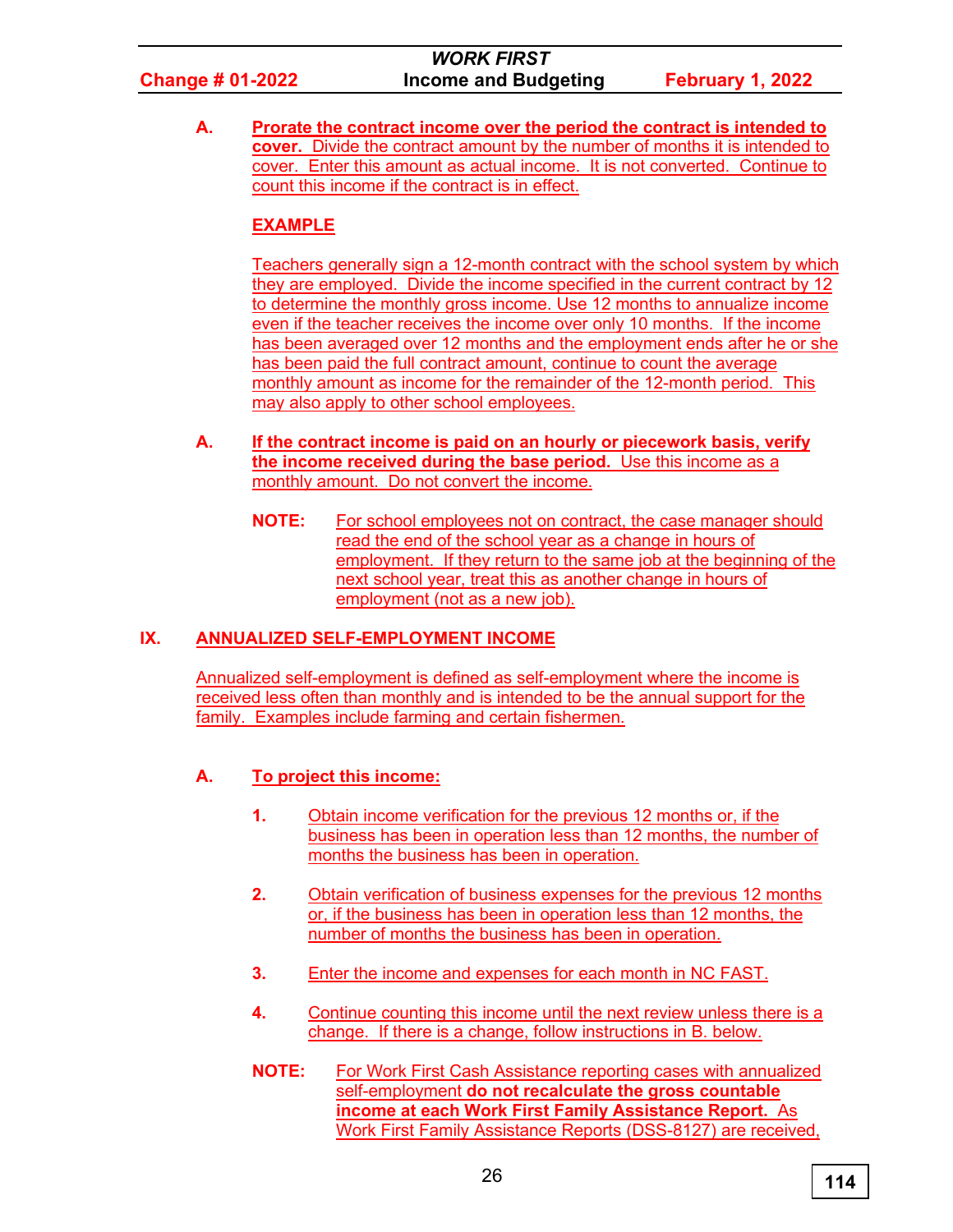**A. Prorate the contract income over the period the contract is intended to cover.** Divide the contract amount by the number of months it is intended to cover. Enter this amount as actual income. It is not converted. Continue to count this income if the contract is in effect.

**EXAMPLE**

Teachers generally sign a 12-month contract with the school system by which they are employed. Divide the income specified in the current contract by 12 to determine the monthly gross income. Use 12 months to annualize income even if the teacher receives the income over only 10 months. If the income has been averaged over 12 months and the employment ends after he or she has been paid the full contract amount, continue to count the average monthly amount as income for the remainder of the 12-month period. This may also apply to other school employees.

**A. If the contract income is paid on an hourly or piecework basis, verify the income received during the base period.** Use this income as a monthly amount. Do not convert the income.

**NOTE:** For school employees not on contract, the case manager should read the end of the school year as a change in hours of employment. If they return to the same job at the beginning of the next school year, treat this as another change in hours of employment (not as a new job).

## IX. ANNUALIZED SELF-EMPLOYMENT INCOME

Annualized self-employment is defined as self-employment where the income is received less often than monthly and is intended to be the annual support for the family. Examples include farming and certain fishermen.

**A. To project this income:**

1. Obtain income verification for the previous 12 months or, if the business has been in operation less than 12 months, the number of months the business has been in operation.

2. Obtain verification of business expenses for the previous 12 months or, if the business has been in operation less than 12 months, the number of months the business has been in operation.

3. Enter the income and expenses for each month in NC FAST.

4. Continue counting this income until the next review unless there is a change. If there is a change, follow instructions in B. below.

**NOTE:** For Work First Cash Assistance reporting cases with annualized self-employment **do not recalculate the gross countable income at each Work First Family Assistance Report.** As Work First Family Assistance Reports (DSS-8127) are received,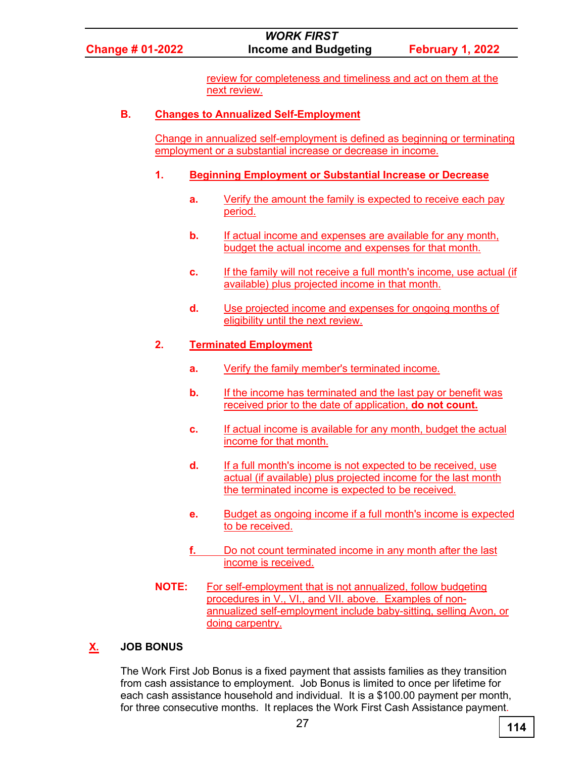review for completeness and timeliness and act on them at the next review.

### B. Changes to Annualized Self-Employment

Change in annualized self-employment is defined as beginning or terminating employment or a substantial increase or decrease in income.

#### 1. Beginning Employment or Substantial Increase or Decrease

**a.** Verify the amount the family is expected to receive each pay period.

**b.** If actual income and expenses are available for any month, budget the actual income and expenses for that month.

**c.** If the family will not receive a full month's income, use actual (if available) plus projected income in that month.

**d.** Use projected income and expenses for ongoing months of eligibility until the next review.

#### 2. Terminated Employment

**a.** Verify the family member's terminated income.

**b.** If the income has terminated and the last pay or benefit was received prior to the date of application, **do not count.**

**c.** If actual income is available for any month, budget the actual income for that month.

**d.** If a full month's income is not expected to be received, use actual (if available) plus projected income for the last month the terminated income is expected to be received.

**e.** Budget as ongoing income if a full month's income is expected to be received.

**f.** Do not count terminated income in any month after the last income is received.

**NOTE:** For self-employment that is not annualized, follow budgeting procedures in V., VI., and VII. above. Examples of non-annualized self-employment include baby-sitting, selling Avon, or doing carpentry.

## X. JOB BONUS

The Work First Job Bonus is a fixed payment that assists families as they transition from cash assistance to employment. Job Bonus is limited to once per lifetime for each cash assistance household and individual. It is a $100.00 payment per month, for three consecutive months. It replaces the Work First Cash Assistance payment.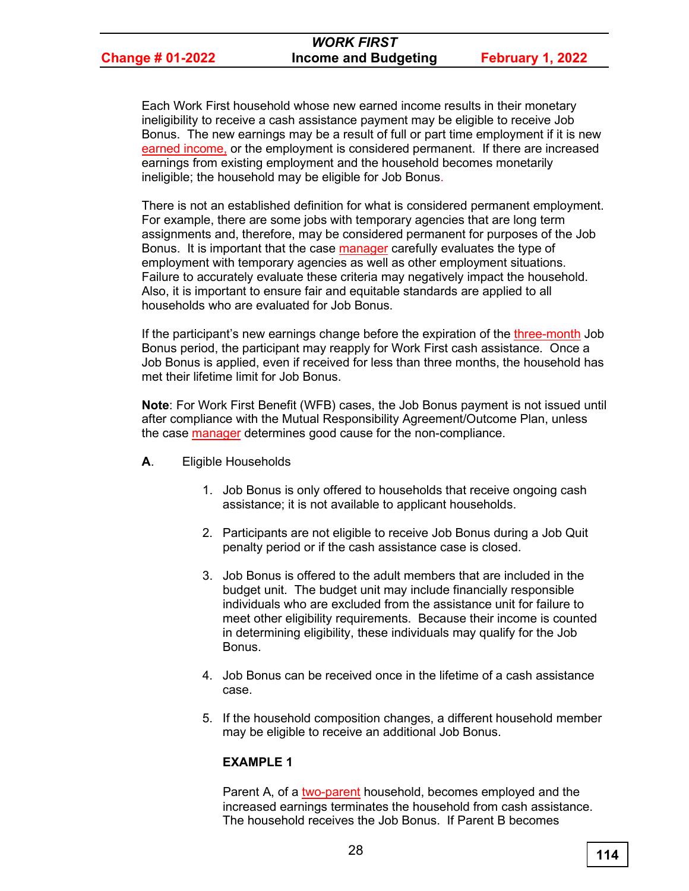Each Work First household whose new earned income results in their monetary ineligibility to receive a cash assistance payment may be eligible to receive Job Bonus. The new earnings may be a result of full or part time employment if it is new earned income, or the employment is considered permanent. If there are increased earnings from existing employment and the household becomes monetarily ineligible; the household may be eligible for Job Bonus.

There is not an established definition for what is considered permanent employment. For example, there are some jobs with temporary agencies that are long term assignments and, therefore, may be considered permanent for purposes of the Job Bonus. It is important that the case manager carefully evaluates the type of employment with temporary agencies as well as other employment situations. Failure to accurately evaluate these criteria may negatively impact the household. Also, it is important to ensure fair and equitable standards are applied to all households who are evaluated for Job Bonus.

If the participant's new earnings change before the expiration of the three-month Job Bonus period, the participant may reapply for Work First cash assistance. Once a Job Bonus is applied, even if received for less than three months, the household has met their lifetime limit for Job Bonus.

**Note**: For Work First Benefit (WFB) cases, the Job Bonus payment is not issued until after compliance with the Mutual Responsibility Agreement/Outcome Plan, unless the case manager determines good cause for the non-compliance.

**A**. Eligible Households

1. Job Bonus is only offered to households that receive ongoing cash assistance; it is not available to applicant households.

2. Participants are not eligible to receive Job Bonus during a Job Quit penalty period or if the cash assistance case is closed.

3. Job Bonus is offered to the adult members that are included in the budget unit. The budget unit may include financially responsible individuals who are excluded from the assistance unit for failure to meet other eligibility requirements. Because their income is counted in determining eligibility, these individuals may qualify for the Job Bonus.

4. Job Bonus can be received once in the lifetime of a cash assistance case.

5. If the household composition changes, a different household member may be eligible to receive an additional Job Bonus.

**EXAMPLE 1**

Parent A, of a two-parent household, becomes employed and the increased earnings terminates the household from cash assistance. The household receives the Job Bonus. If Parent B becomes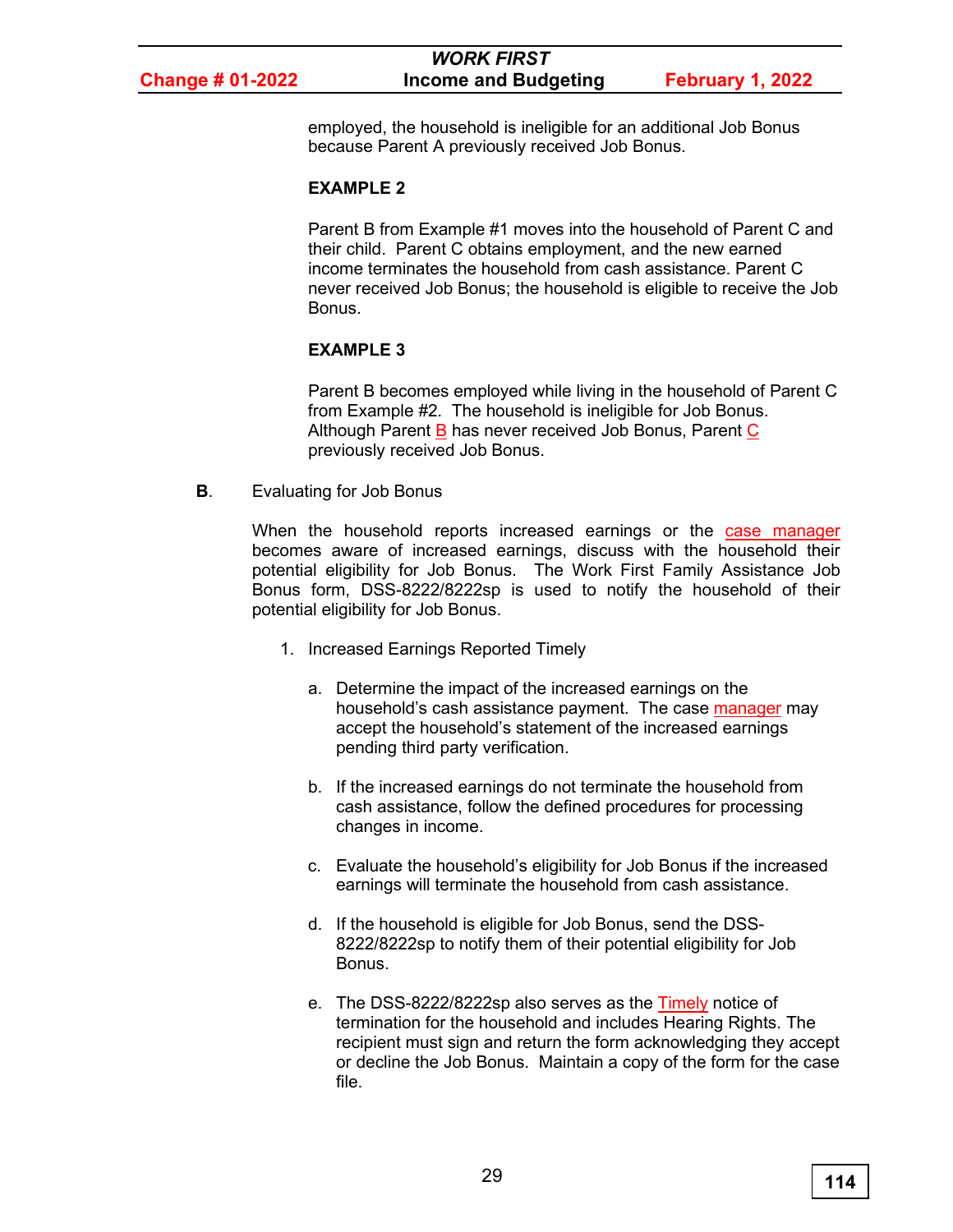employed, the household is ineligible for an additional Job Bonus because Parent A previously received Job Bonus.

**EXAMPLE 2**

Parent B from Example #1 moves into the household of Parent C and their child. Parent C obtains employment, and the new earned income terminates the household from cash assistance. Parent C never received Job Bonus; the household is eligible to receive the Job Bonus.

**EXAMPLE 3**

Parent B becomes employed while living in the household of Parent C from Example #2. The household is ineligible for Job Bonus. Although Parent B has never received Job Bonus, Parent C previously received Job Bonus.

**B**. Evaluating for Job Bonus

When the household reports increased earnings or the case manager becomes aware of increased earnings, discuss with the household their potential eligibility for Job Bonus. The Work First Family Assistance Job Bonus form, DSS-8222/8222sp is used to notify the household of their potential eligibility for Job Bonus.

1. Increased Earnings Reported Timely

   a. Determine the impact of the increased earnings on the household's cash assistance payment. The case manager may accept the household's statement of the increased earnings pending third party verification.

   b. If the increased earnings do not terminate the household from cash assistance, follow the defined procedures for processing changes in income.

   c. Evaluate the household's eligibility for Job Bonus if the increased earnings will terminate the household from cash assistance.

   d. If the household is eligible for Job Bonus, send the DSS-8222/8222sp to notify them of their potential eligibility for Job Bonus.

   e. The DSS-8222/8222sp also serves as the Timely notice of termination for the household and includes Hearing Rights. The recipient must sign and return the form acknowledging they accept or decline the Job Bonus. Maintain a copy of the form for the case file.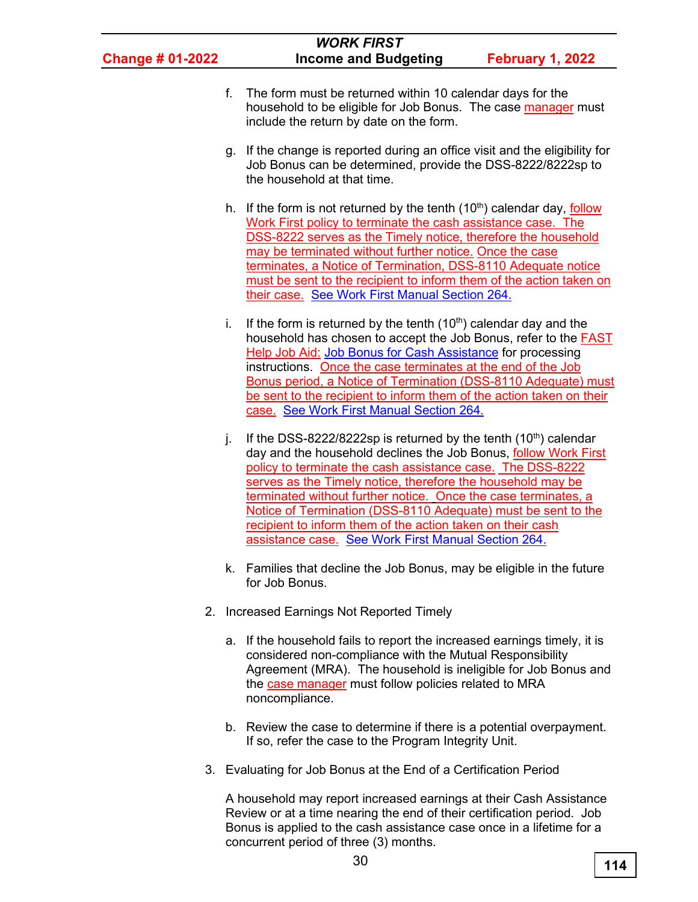f. The form must be returned within 10 calendar days for the household to be eligible for Job Bonus. The case manager must include the return by date on the form.

g. If the change is reported during an office visit and the eligibility for Job Bonus can be determined, provide the DSS-8222/8222sp to the household at that time.

h. If the form is not returned by the tenth (10th) calendar day, follow Work First policy to terminate the cash assistance case. The DSS-8222 serves as the Timely notice, therefore the household may be terminated without further notice. Once the case terminates, a Notice of Termination, DSS-8110 Adequate notice must be sent to the recipient to inform them of the action taken on their case. See Work First Manual Section 264.

i. If the form is returned by the tenth (10th) calendar day and the household has chosen to accept the Job Bonus, refer to the FAST Help Job Aid: Job Bonus for Cash Assistance for processing instructions. Once the case terminates at the end of the Job Bonus period, a Notice of Termination (DSS-8110 Adequate) must be sent to the recipient to inform them of the action taken on their case. See Work First Manual Section 264.

j. If the DSS-8222/8222sp is returned by the tenth (10th) calendar day and the household declines the Job Bonus, follow Work First policy to terminate the cash assistance case. The DSS-8222 serves as the Timely notice, therefore the household may be terminated without further notice. Once the case terminates, a Notice of Termination (DSS-8110 Adequate) must be sent to the recipient to inform them of the action taken on their cash assistance case. See Work First Manual Section 264.

k. Families that decline the Job Bonus, may be eligible in the future for Job Bonus.

2. Increased Earnings Not Reported Timely

   a. If the household fails to report the increased earnings timely, it is considered non-compliance with the Mutual Responsibility Agreement (MRA). The household is ineligible for Job Bonus and the case manager must follow policies related to MRA noncompliance.

   b. Review the case to determine if there is a potential overpayment. If so, refer the case to the Program Integrity Unit.

3. Evaluating for Job Bonus at the End of a Certification Period

   A household may report increased earnings at their Cash Assistance Review or at a time nearing the end of their certification period. Job Bonus is applied to the cash assistance case once in a lifetime for a concurrent period of three (3) months.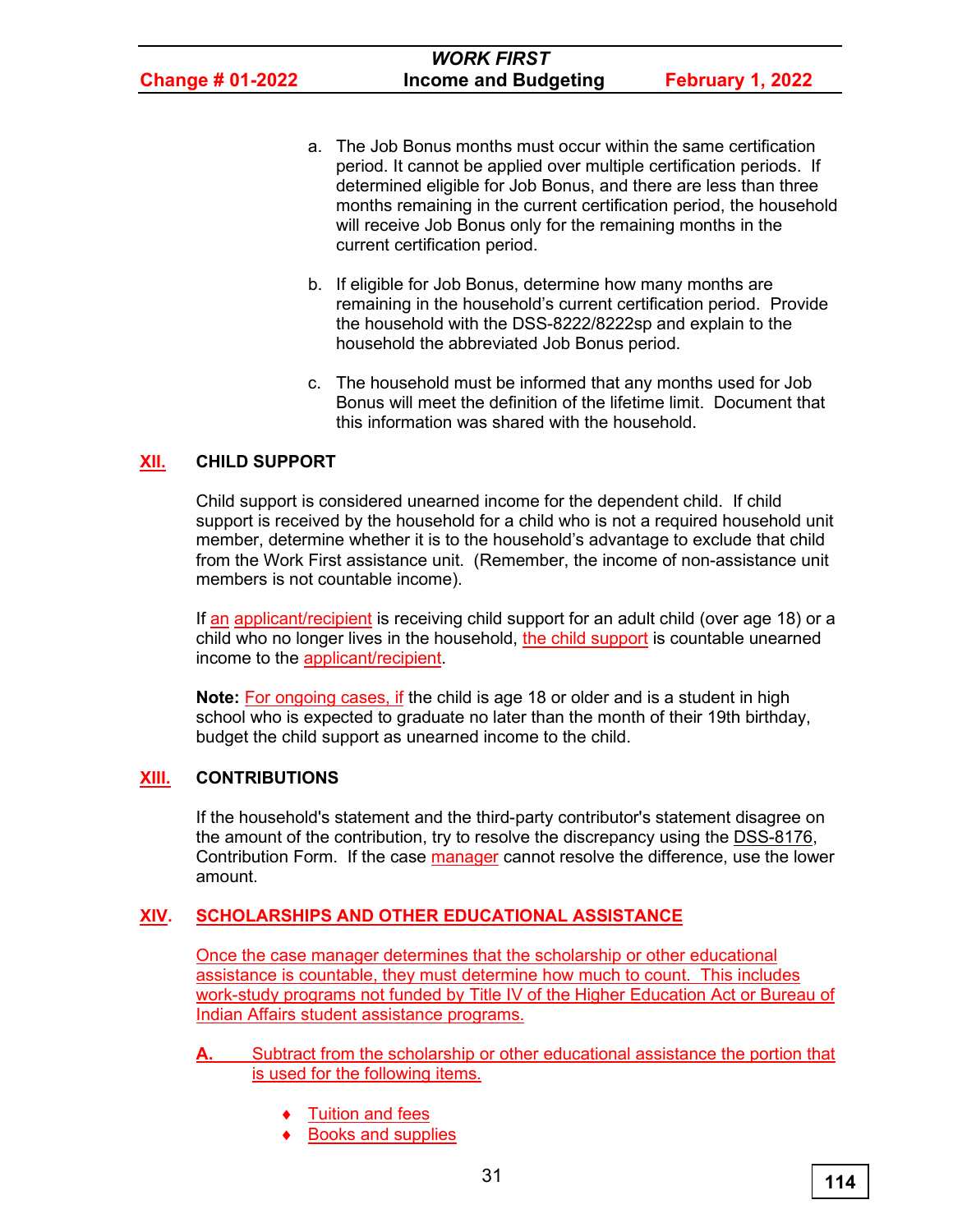a. The Job Bonus months must occur within the same certification period. It cannot be applied over multiple certification periods. If determined eligible for Job Bonus, and there are less than three months remaining in the current certification period, the household will receive Job Bonus only for the remaining months in the current certification period.

b. If eligible for Job Bonus, determine how many months are remaining in the household's current certification period. Provide the household with the DSS-8222/8222sp and explain to the household the abbreviated Job Bonus period.

c. The household must be informed that any months used for Job Bonus will meet the definition of the lifetime limit. Document that this information was shared with the household.

## XII. CHILD SUPPORT

Child support is considered unearned income for the dependent child. If child support is received by the household for a child who is not a required household unit member, determine whether it is to the household's advantage to exclude that child from the Work First assistance unit. (Remember, the income of non-assistance unit members is not countable income).

If an applicant/recipient is receiving child support for an adult child (over age 18) or a child who no longer lives in the household, the child support is countable unearned income to the applicant/recipient.

**Note:** For ongoing cases, if the child is age 18 or older and is a student in high school who is expected to graduate no later than the month of their 19th birthday, budget the child support as unearned income to the child.

## XIII. CONTRIBUTIONS

If the household's statement and the third-party contributor's statement disagree on the amount of the contribution, try to resolve the discrepancy using the DSS-8176, Contribution Form. If the case manager cannot resolve the difference, use the lower amount.

## XIV. SCHOLARSHIPS AND OTHER EDUCATIONAL ASSISTANCE

Once the case manager determines that the scholarship or other educational assistance is countable, they must determine how much to count. This includes work-study programs not funded by Title IV of the Higher Education Act or Bureau of Indian Affairs student assistance programs.

**A.** Subtract from the scholarship or other educational assistance the portion that is used for the following items.

- Tuition and fees
- Books and supplies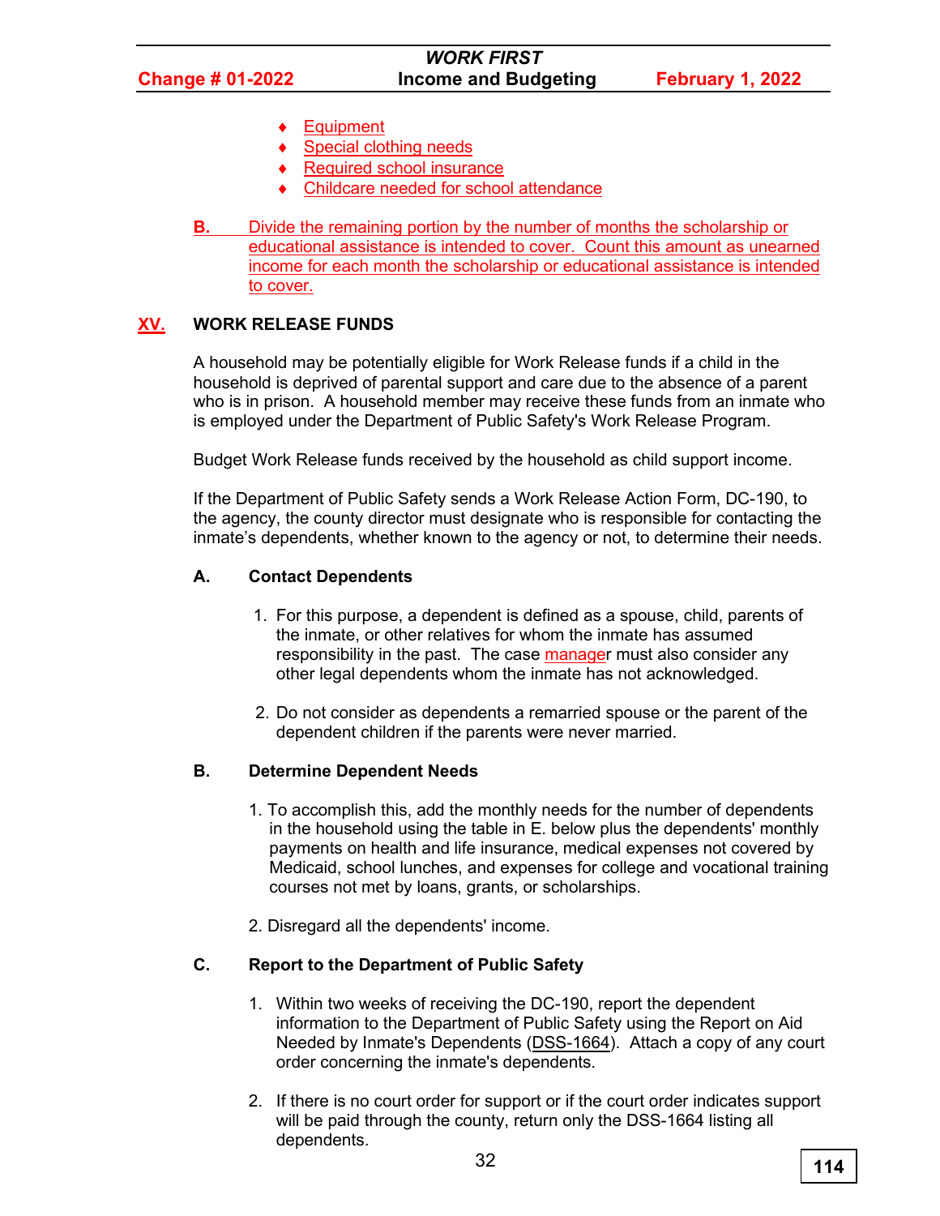- Equipment
- Special clothing needs
- Required school insurance
- Childcare needed for school attendance

**B.** Divide the remaining portion by the number of months the scholarship or educational assistance is intended to cover. Count this amount as unearned income for each month the scholarship or educational assistance is intended to cover.

## XV. WORK RELEASE FUNDS

A household may be potentially eligible for Work Release funds if a child in the household is deprived of parental support and care due to the absence of a parent who is in prison. A household member may receive these funds from an inmate who is employed under the Department of Public Safety's Work Release Program.

Budget Work Release funds received by the household as child support income.

If the Department of Public Safety sends a Work Release Action Form, DC-190, to the agency, the county director must designate who is responsible for contacting the inmate's dependents, whether known to the agency or not, to determine their needs.

### A. Contact Dependents

1. For this purpose, a dependent is defined as a spouse, child, parents of the inmate, or other relatives for whom the inmate has assumed responsibility in the past. The case manager must also consider any other legal dependents whom the inmate has not acknowledged.
2. Do not consider as dependents a remarried spouse or the parent of the dependent children if the parents were never married.

### B. Determine Dependent Needs

1. To accomplish this, add the monthly needs for the number of dependents in the household using the table in E. below plus the dependents' monthly payments on health and life insurance, medical expenses not covered by Medicaid, school lunches, and expenses for college and vocational training courses not met by loans, grants, or scholarships.
2. Disregard all the dependents' income.

### C. Report to the Department of Public Safety

1. Within two weeks of receiving the DC-190, report the dependent information to the Department of Public Safety using the Report on Aid Needed by Inmate's Dependents (DSS-1664). Attach a copy of any court order concerning the inmate's dependents.
2. If there is no court order for support or if the court order indicates support will be paid through the county, return only the DSS-1664 listing all dependents.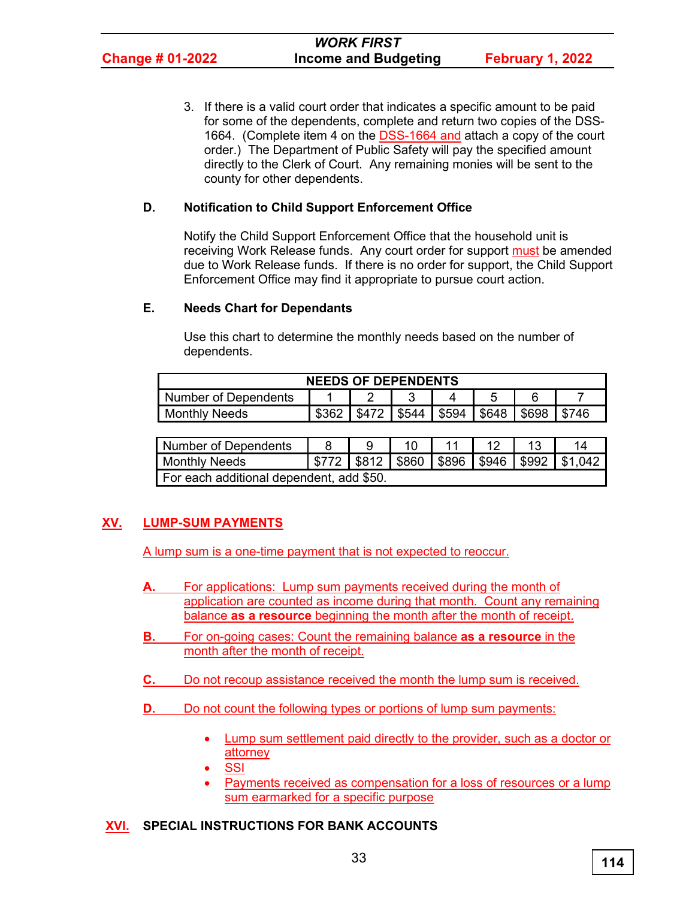3. If there is a valid court order that indicates a specific amount to be paid for some of the dependents, complete and return two copies of the DSS-1664. (Complete item 4 on the DSS-1664 and attach a copy of the court order.) The Department of Public Safety will pay the specified amount directly to the Clerk of Court. Any remaining monies will be sent to the county for other dependents.

### D. Notification to Child Support Enforcement Office

Notify the Child Support Enforcement Office that the household unit is receiving Work Release funds. Any court order for support must be amended due to Work Release funds. If there is no order for support, the Child Support Enforcement Office may find it appropriate to pursue court action.

### E. Needs Chart for Dependants

Use this chart to determine the monthly needs based on the number of dependents.

| NEEDS OF DEPENDENTS | | | | | | | |
|---|---|---|---|---|---|---|---|
| Number of Dependents | 1 | 2 | 3 | 4 | 5 | 6 | 7 |
| Monthly Needs | $362 | $472 | $544 | $594 | $648 | $698 | $746 |
| Number of Dependents | 8 | 9 | 10 | 11 | 12 | 13 | 14 |
| Monthly Needs | $772 | $812 | $860 | $896 | $946 | $992 | $1,042 |
| For each additional dependent, add $50. | | | | | | | |

## XV. LUMP-SUM PAYMENTS

A lump sum is a one-time payment that is not expected to reoccur.

**A.** For applications: Lump sum payments received during the month of application are counted as income during that month. Count any remaining balance **as a resource** beginning the month after the month of receipt.

**B.** For on-going cases: Count the remaining balance **as a resource** in the month after the month of receipt.

**C.** Do not recoup assistance received the month the lump sum is received.

**D.** Do not count the following types or portions of lump sum payments:

- Lump sum settlement paid directly to the provider, such as a doctor or attorney
- SSI
- Payments received as compensation for a loss of resources or a lump sum earmarked for a specific purpose

## XVI. SPECIAL INSTRUCTIONS FOR BANK ACCOUNTS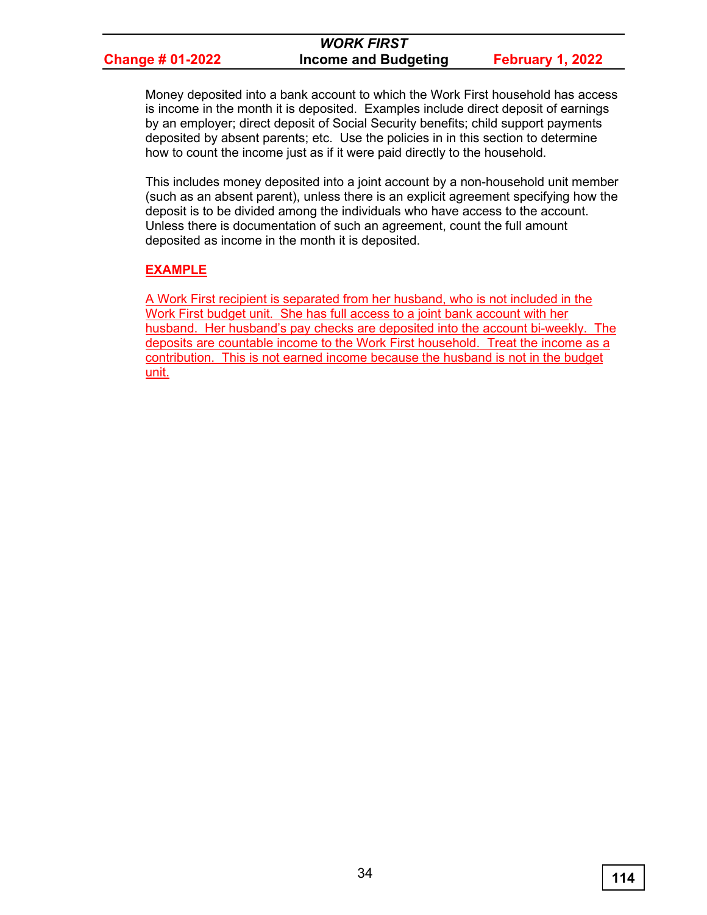Money deposited into a bank account to which the Work First household has access is income in the month it is deposited. Examples include direct deposit of earnings by an employer; direct deposit of Social Security benefits; child support payments deposited by absent parents; etc. Use the policies in in this section to determine how to count the income just as if it were paid directly to the household.

This includes money deposited into a joint account by a non-household unit member (such as an absent parent), unless there is an explicit agreement specifying how the deposit is to be divided among the individuals who have access to the account. Unless there is documentation of such an agreement, count the full amount deposited as income in the month it is deposited.

**EXAMPLE**

A Work First recipient is separated from her husband, who is not included in the Work First budget unit. She has full access to a joint bank account with her husband. Her husband's pay checks are deposited into the account bi-weekly. The deposits are countable income to the Work First household. Treat the income as a contribution. This is not earned income because the husband is not in the budget unit.